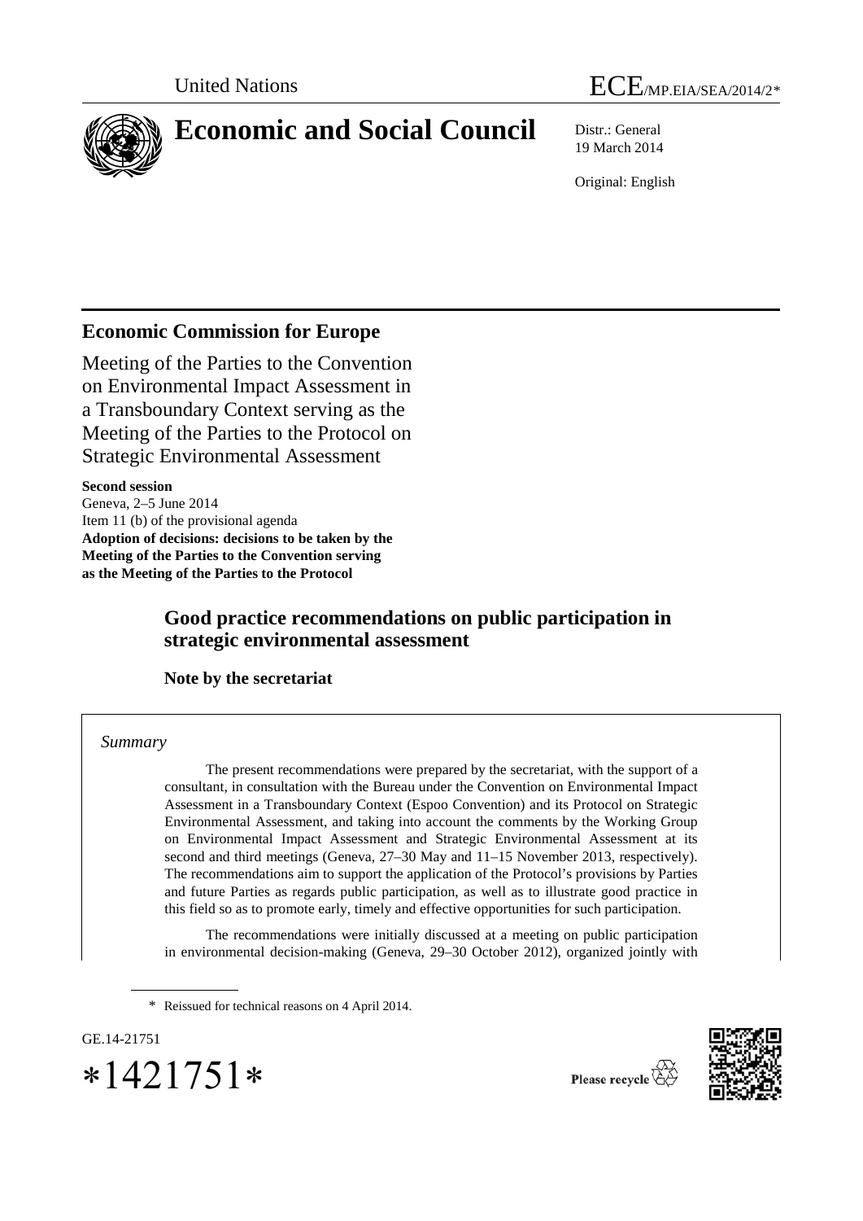United Nations

ECE/MP.EIA/SEA/2014/2*

# Economic and Social Council

Distr.: General
19 March 2014

Original: English

## Economic Commission for Europe

Meeting of the Parties to the Convention on Environmental Impact Assessment in a Transboundary Context serving as the Meeting of the Parties to the Protocol on Strategic Environmental Assessment

**Second session**
Geneva, 2–5 June 2014
Item 11 (b) of the provisional agenda
**Adoption of decisions: decisions to be taken by the Meeting of the Parties to the Convention serving as the Meeting of the Parties to the Protocol**

## Good practice recommendations on public participation in strategic environmental assessment

### Note by the secretariat

*Summary*

The present recommendations were prepared by the secretariat, with the support of a consultant, in consultation with the Bureau under the Convention on Environmental Impact Assessment in a Transboundary Context (Espoo Convention) and its Protocol on Strategic Environmental Assessment, and taking into account the comments by the Working Group on Environmental Impact Assessment and Strategic Environmental Assessment at its second and third meetings (Geneva, 27–30 May and 11–15 November 2013, respectively). The recommendations aim to support the application of the Protocol's provisions by Parties and future Parties as regards public participation, as well as to illustrate good practice in this field so as to promote early, timely and effective opportunities for such participation.

The recommendations were initially discussed at a meeting on public participation in environmental decision-making (Geneva, 29–30 October 2012), organized jointly with

\* Reissued for technical reasons on 4 April 2014.

GE.14-21751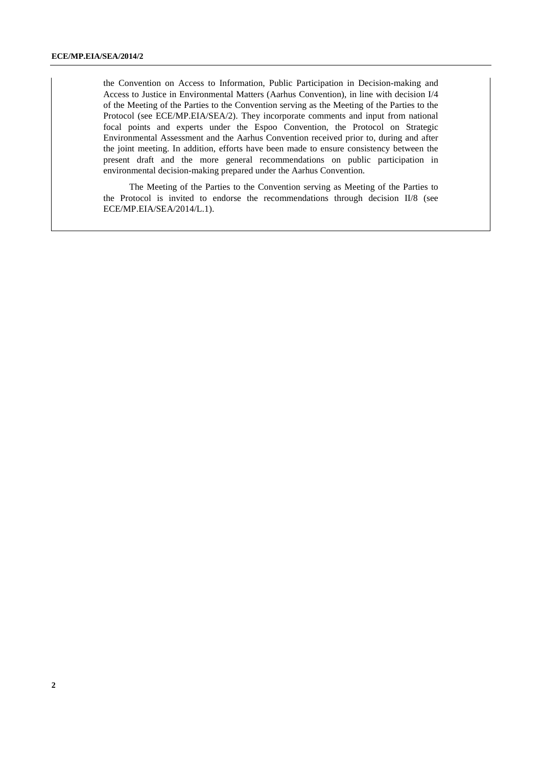the Convention on Access to Information, Public Participation in Decision-making and Access to Justice in Environmental Matters (Aarhus Convention), in line with decision I/4 of the Meeting of the Parties to the Convention serving as the Meeting of the Parties to the Protocol (see ECE/MP.EIA/SEA/2). They incorporate comments and input from national focal points and experts under the Espoo Convention, the Protocol on Strategic Environmental Assessment and the Aarhus Convention received prior to, during and after the joint meeting. In addition, efforts have been made to ensure consistency between the present draft and the more general recommendations on public participation in environmental decision-making prepared under the Aarhus Convention.

The Meeting of the Parties to the Convention serving as Meeting of the Parties to the Protocol is invited to endorse the recommendations through decision II/8 (see ECE/MP.EIA/SEA/2014/L.1).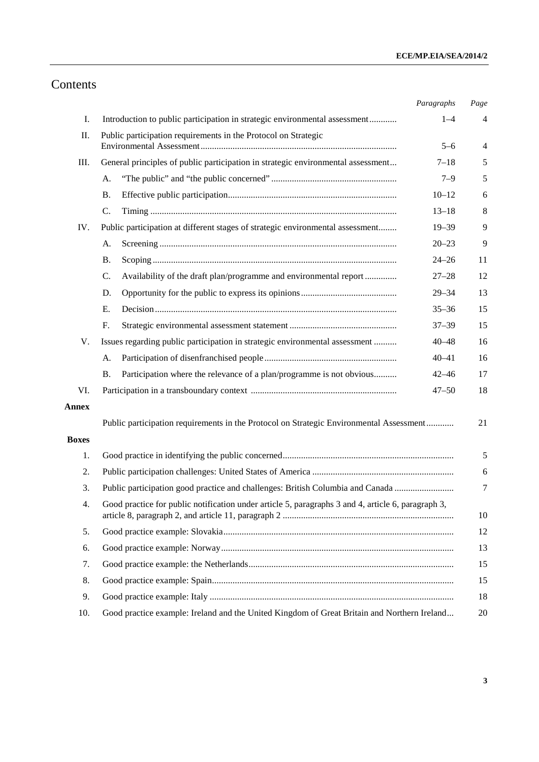# Contents

| | | Paragraphs | Page |
|---|---|---|---|
| I. | Introduction to public participation in strategic environmental assessment | 1–4 | 4 |
| II. | Public participation requirements in the Protocol on Strategic Environmental Assessment | 5–6 | 4 |
| III. | General principles of public participation in strategic environmental assessment | 7–18 | 5 |
| | A. "The public" and "the public concerned" | 7–9 | 5 |
| | B. Effective public participation | 10–12 | 6 |
| | C. Timing | 13–18 | 8 |
| IV. | Public participation at different stages of strategic environmental assessment | 19–39 | 9 |
| | A. Screening | 20–23 | 9 |
| | B. Scoping | 24–26 | 11 |
| | C. Availability of the draft plan/programme and environmental report | 27–28 | 12 |
| | D. Opportunity for the public to express its opinions | 29–34 | 13 |
| | E. Decision | 35–36 | 15 |
| | F. Strategic environmental assessment statement | 37–39 | 15 |
| V. | Issues regarding public participation in strategic environmental assessment | 40–48 | 16 |
| | A. Participation of disenfranchised people | 40–41 | 16 |
| | B. Participation where the relevance of a plan/programme is not obvious | 42–46 | 17 |
| VI. | Participation in a transboundary context | 47–50 | 18 |
| **Annex** | | | |
| | Public participation requirements in the Protocol on Strategic Environmental Assessment | | 21 |
| **Boxes** | | | |
| 1. | Good practice in identifying the public concerned | | 5 |
| 2. | Public participation challenges: United States of America | | 6 |
| 3. | Public participation good practice and challenges: British Columbia and Canada | | 7 |
| 4. | Good practice for public notification under article 5, paragraphs 3 and 4, article 6, paragraph 3, article 8, paragraph 2, and article 11, paragraph 2 | | 10 |
| 5. | Good practice example: Slovakia | | 12 |
| 6. | Good practice example: Norway | | 13 |
| 7. | Good practice example: the Netherlands | | 15 |
| 8. | Good practice example: Spain | | 15 |
| 9. | Good practice example: Italy | | 18 |
| 10. | Good practice example: Ireland and the United Kingdom of Great Britain and Northern Ireland | | 20 |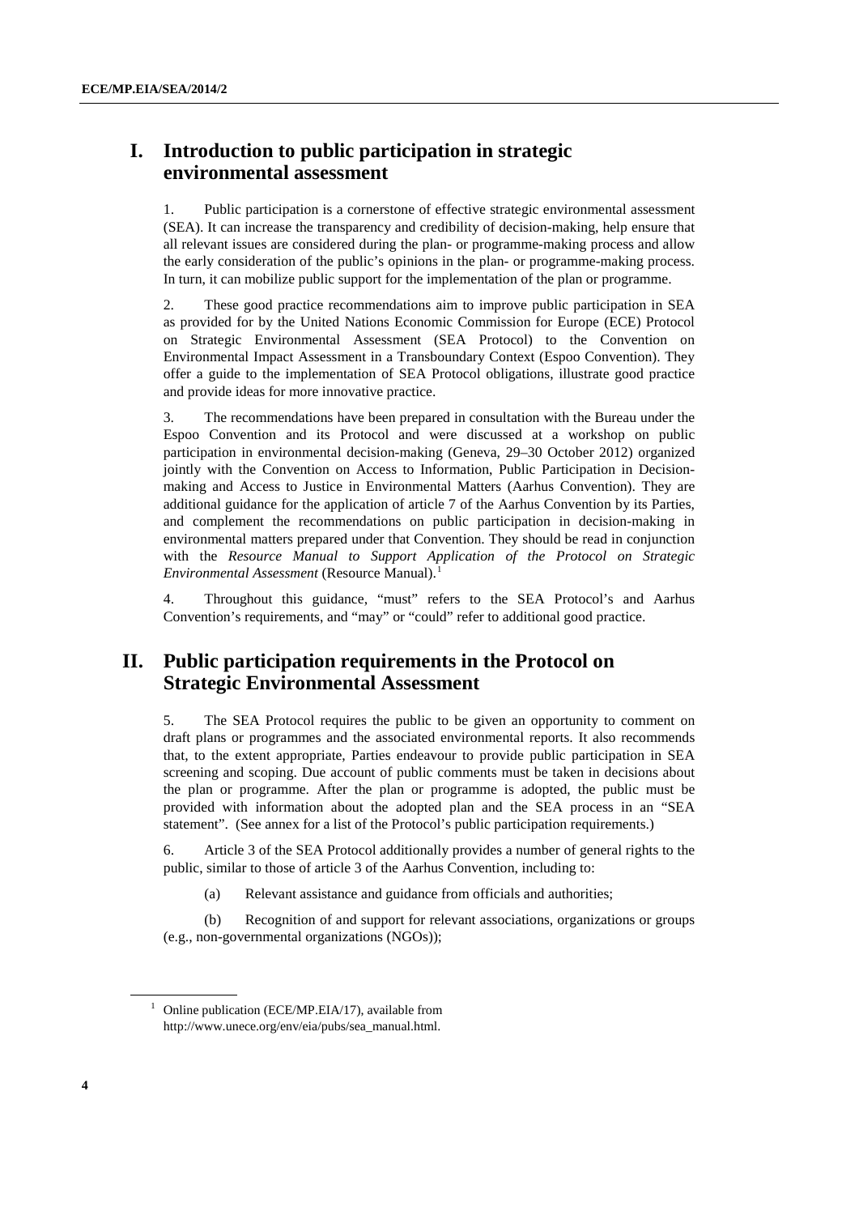# I. Introduction to public participation in strategic environmental assessment

1. Public participation is a cornerstone of effective strategic environmental assessment (SEA). It can increase the transparency and credibility of decision-making, help ensure that all relevant issues are considered during the plan- or programme-making process and allow the early consideration of the public's opinions in the plan- or programme-making process. In turn, it can mobilize public support for the implementation of the plan or programme.

2. These good practice recommendations aim to improve public participation in SEA as provided for by the United Nations Economic Commission for Europe (ECE) Protocol on Strategic Environmental Assessment (SEA Protocol) to the Convention on Environmental Impact Assessment in a Transboundary Context (Espoo Convention). They offer a guide to the implementation of SEA Protocol obligations, illustrate good practice and provide ideas for more innovative practice.

3. The recommendations have been prepared in consultation with the Bureau under the Espoo Convention and its Protocol and were discussed at a workshop on public participation in environmental decision-making (Geneva, 29–30 October 2012) organized jointly with the Convention on Access to Information, Public Participation in Decision-making and Access to Justice in Environmental Matters (Aarhus Convention). They are additional guidance for the application of article 7 of the Aarhus Convention by its Parties, and complement the recommendations on public participation in decision-making in environmental matters prepared under that Convention. They should be read in conjunction with the *Resource Manual to Support Application of the Protocol on Strategic Environmental Assessment* (Resource Manual).[1]

4. Throughout this guidance, "must" refers to the SEA Protocol's and Aarhus Convention's requirements, and "may" or "could" refer to additional good practice.

# II. Public participation requirements in the Protocol on Strategic Environmental Assessment

5. The SEA Protocol requires the public to be given an opportunity to comment on draft plans or programmes and the associated environmental reports. It also recommends that, to the extent appropriate, Parties endeavour to provide public participation in SEA screening and scoping. Due account of public comments must be taken in decisions about the plan or programme. After the plan or programme is adopted, the public must be provided with information about the adopted plan and the SEA process in an "SEA statement". (See annex for a list of the Protocol's public participation requirements.)

6. Article 3 of the SEA Protocol additionally provides a number of general rights to the public, similar to those of article 3 of the Aarhus Convention, including to:

(a) Relevant assistance and guidance from officials and authorities;

(b) Recognition of and support for relevant associations, organizations or groups (e.g., non-governmental organizations (NGOs));

---

[1] Online publication (ECE/MP.EIA/17), available from http://www.unece.org/env/eia/pubs/sea_manual.html.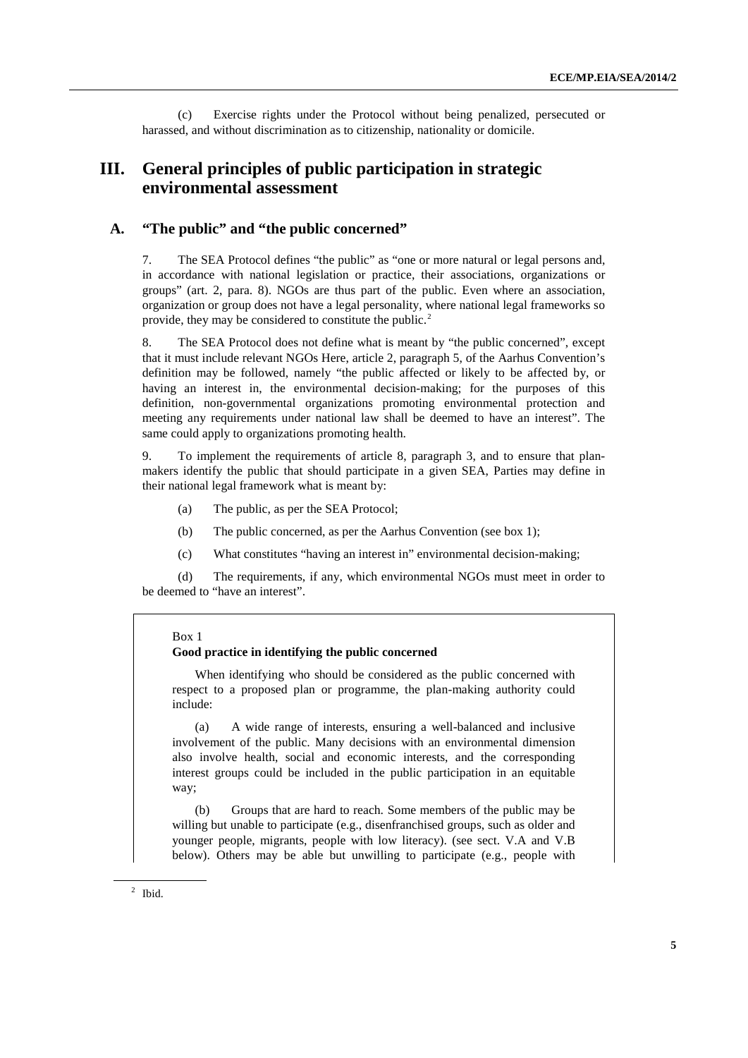(c) Exercise rights under the Protocol without being penalized, persecuted or harassed, and without discrimination as to citizenship, nationality or domicile.

# III. General principles of public participation in strategic environmental assessment

## A. "The public" and "the public concerned"

7. The SEA Protocol defines "the public" as "one or more natural or legal persons and, in accordance with national legislation or practice, their associations, organizations or groups" (art. 2, para. 8). NGOs are thus part of the public. Even where an association, organization or group does not have a legal personality, where national legal frameworks so provide, they may be considered to constitute the public.[2]

8. The SEA Protocol does not define what is meant by "the public concerned", except that it must include relevant NGOs Here, article 2, paragraph 5, of the Aarhus Convention's definition may be followed, namely "the public affected or likely to be affected by, or having an interest in, the environmental decision-making; for the purposes of this definition, non-governmental organizations promoting environmental protection and meeting any requirements under national law shall be deemed to have an interest". The same could apply to organizations promoting health.

9. To implement the requirements of article 8, paragraph 3, and to ensure that plan-makers identify the public that should participate in a given SEA, Parties may define in their national legal framework what is meant by:

(a) The public, as per the SEA Protocol;

(b) The public concerned, as per the Aarhus Convention (see box 1);

(c) What constitutes "having an interest in" environmental decision-making;

(d) The requirements, if any, which environmental NGOs must meet in order to be deemed to "have an interest".

> Box 1
>
> **Good practice in identifying the public concerned**
>
> When identifying who should be considered as the public concerned with respect to a proposed plan or programme, the plan-making authority could include:
>
> (a) A wide range of interests, ensuring a well-balanced and inclusive involvement of the public. Many decisions with an environmental dimension also involve health, social and economic interests, and the corresponding interest groups could be included in the public participation in an equitable way;
>
> (b) Groups that are hard to reach. Some members of the public may be willing but unable to participate (e.g., disenfranchised groups, such as older and younger people, migrants, people with low literacy). (see sect. V.A and V.B below). Others may be able but unwilling to participate (e.g., people with

[2] Ibid.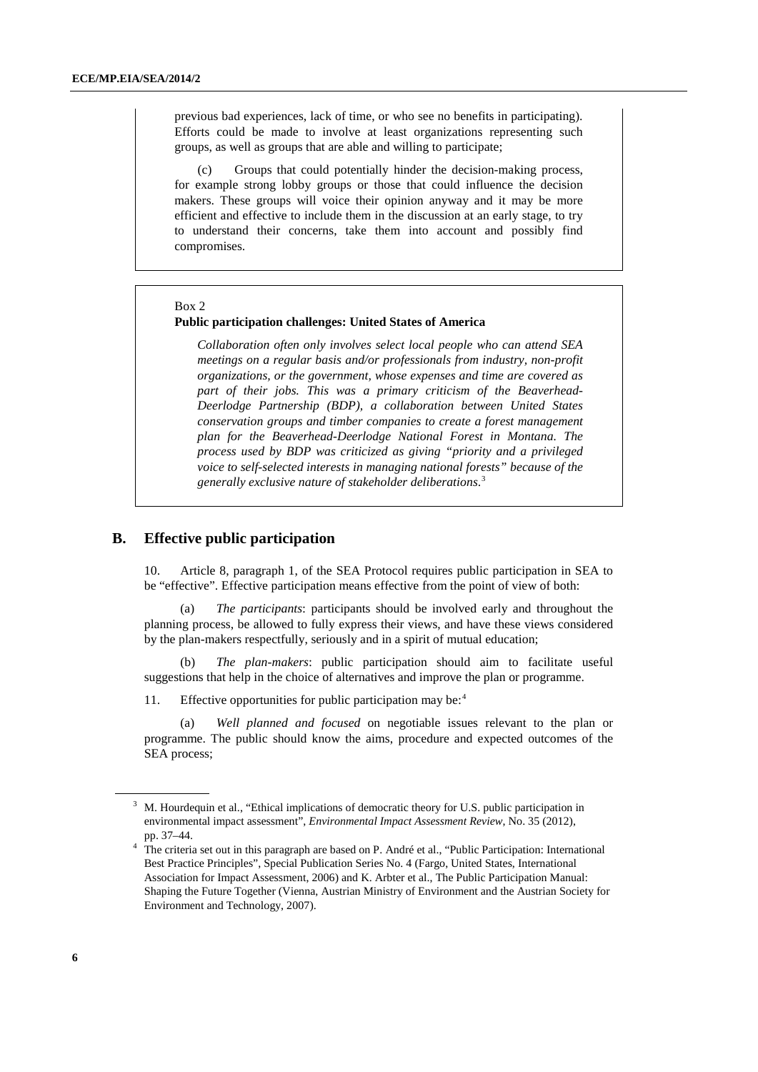previous bad experiences, lack of time, or who see no benefits in participating). Efforts could be made to involve at least organizations representing such groups, as well as groups that are able and willing to participate;

(c) Groups that could potentially hinder the decision-making process, for example strong lobby groups or those that could influence the decision makers. These groups will voice their opinion anyway and it may be more efficient and effective to include them in the discussion at an early stage, to try to understand their concerns, take them into account and possibly find compromises.

Box 2

**Public participation challenges: United States of America**

*Collaboration often only involves select local people who can attend SEA meetings on a regular basis and/or professionals from industry, non-profit organizations, or the government, whose expenses and time are covered as part of their jobs. This was a primary criticism of the Beaverhead-Deerlodge Partnership (BDP), a collaboration between United States conservation groups and timber companies to create a forest management plan for the Beaverhead-Deerlodge National Forest in Montana. The process used by BDP was criticized as giving "priority and a privileged voice to self-selected interests in managing national forests" because of the generally exclusive nature of stakeholder deliberations.*[3]

## B. Effective public participation

10. Article 8, paragraph 1, of the SEA Protocol requires public participation in SEA to be "effective". Effective participation means effective from the point of view of both:

(a) *The participants*: participants should be involved early and throughout the planning process, be allowed to fully express their views, and have these views considered by the plan-makers respectfully, seriously and in a spirit of mutual education;

(b) *The plan-makers*: public participation should aim to facilitate useful suggestions that help in the choice of alternatives and improve the plan or programme.

11. Effective opportunities for public participation may be:[4]

(a) *Well planned and focused* on negotiable issues relevant to the plan or programme. The public should know the aims, procedure and expected outcomes of the SEA process;

---

[3] M. Hourdequin et al., "Ethical implications of democratic theory for U.S. public participation in environmental impact assessment", *Environmental Impact Assessment Review*, No. 35 (2012), pp. 37–44.

[4] The criteria set out in this paragraph are based on P. André et al., "Public Participation: International Best Practice Principles", Special Publication Series No. 4 (Fargo, United States, International Association for Impact Assessment, 2006) and K. Arbter et al., The Public Participation Manual: Shaping the Future Together (Vienna, Austrian Ministry of Environment and the Austrian Society for Environment and Technology, 2007).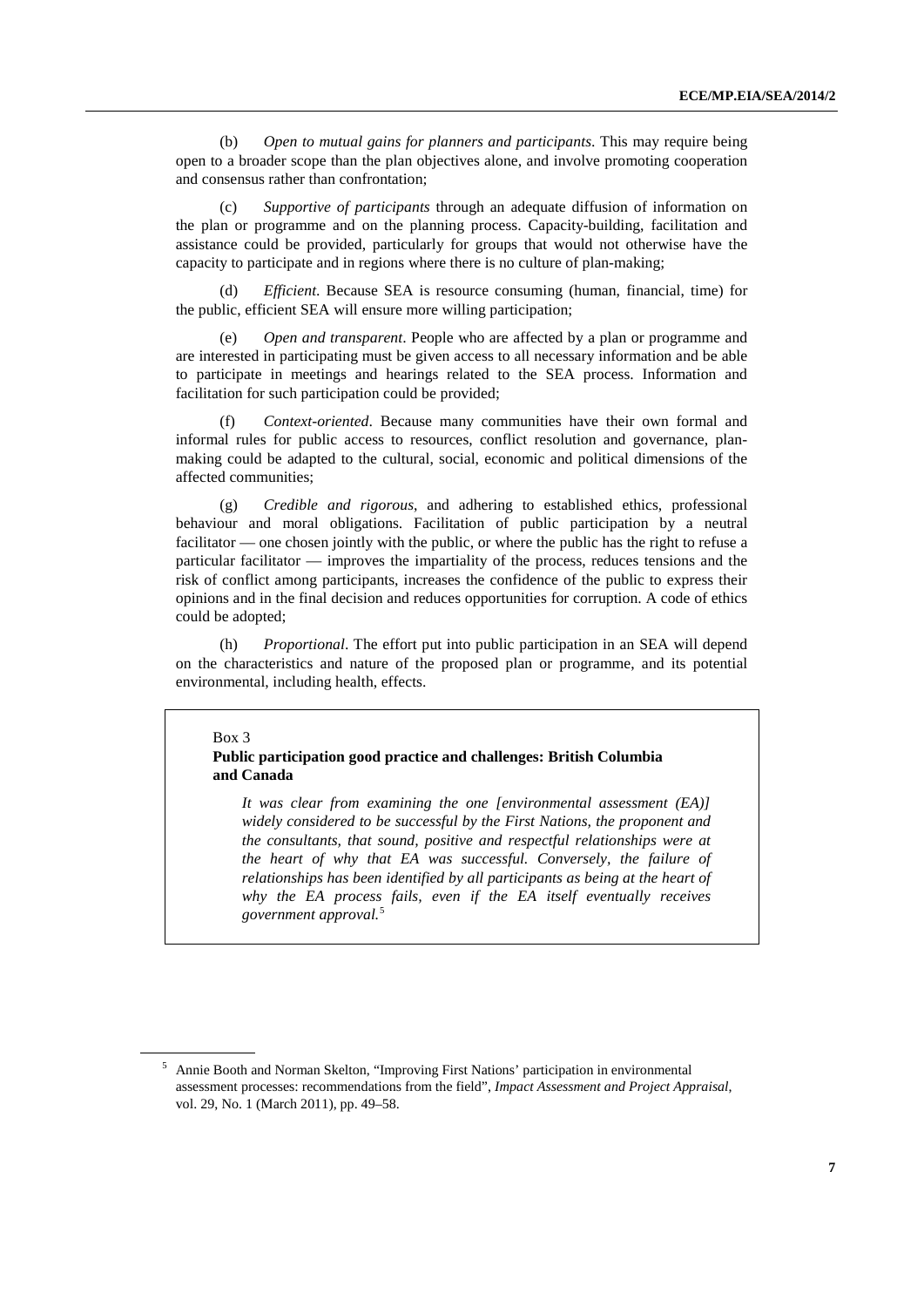(b) *Open to mutual gains for planners and participants*. This may require being open to a broader scope than the plan objectives alone, and involve promoting cooperation and consensus rather than confrontation;

(c) *Supportive of participants* through an adequate diffusion of information on the plan or programme and on the planning process. Capacity-building, facilitation and assistance could be provided, particularly for groups that would not otherwise have the capacity to participate and in regions where there is no culture of plan-making;

(d) *Efficient*. Because SEA is resource consuming (human, financial, time) for the public, efficient SEA will ensure more willing participation;

(e) *Open and transparent*. People who are affected by a plan or programme and are interested in participating must be given access to all necessary information and be able to participate in meetings and hearings related to the SEA process. Information and facilitation for such participation could be provided;

(f) *Context-oriented*. Because many communities have their own formal and informal rules for public access to resources, conflict resolution and governance, plan-making could be adapted to the cultural, social, economic and political dimensions of the affected communities;

(g) *Credible and rigorous*, and adhering to established ethics, professional behaviour and moral obligations. Facilitation of public participation by a neutral facilitator — one chosen jointly with the public, or where the public has the right to refuse a particular facilitator — improves the impartiality of the process, reduces tensions and the risk of conflict among participants, increases the confidence of the public to express their opinions and in the final decision and reduces opportunities for corruption. A code of ethics could be adopted;

(h) *Proportional*. The effort put into public participation in an SEA will depend on the characteristics and nature of the proposed plan or programme, and its potential environmental, including health, effects.

Box 3

**Public participation good practice and challenges: British Columbia and Canada**

> *It was clear from examining the one [environmental assessment (EA)] widely considered to be successful by the First Nations, the proponent and the consultants, that sound, positive and respectful relationships were at the heart of why that EA was successful. Conversely, the failure of relationships has been identified by all participants as being at the heart of why the EA process fails, even if the EA itself eventually receives government approval.*[5]

[5] Annie Booth and Norman Skelton, "Improving First Nations' participation in environmental assessment processes: recommendations from the field", *Impact Assessment and Project Appraisal*, vol. 29, No. 1 (March 2011), pp. 49–58.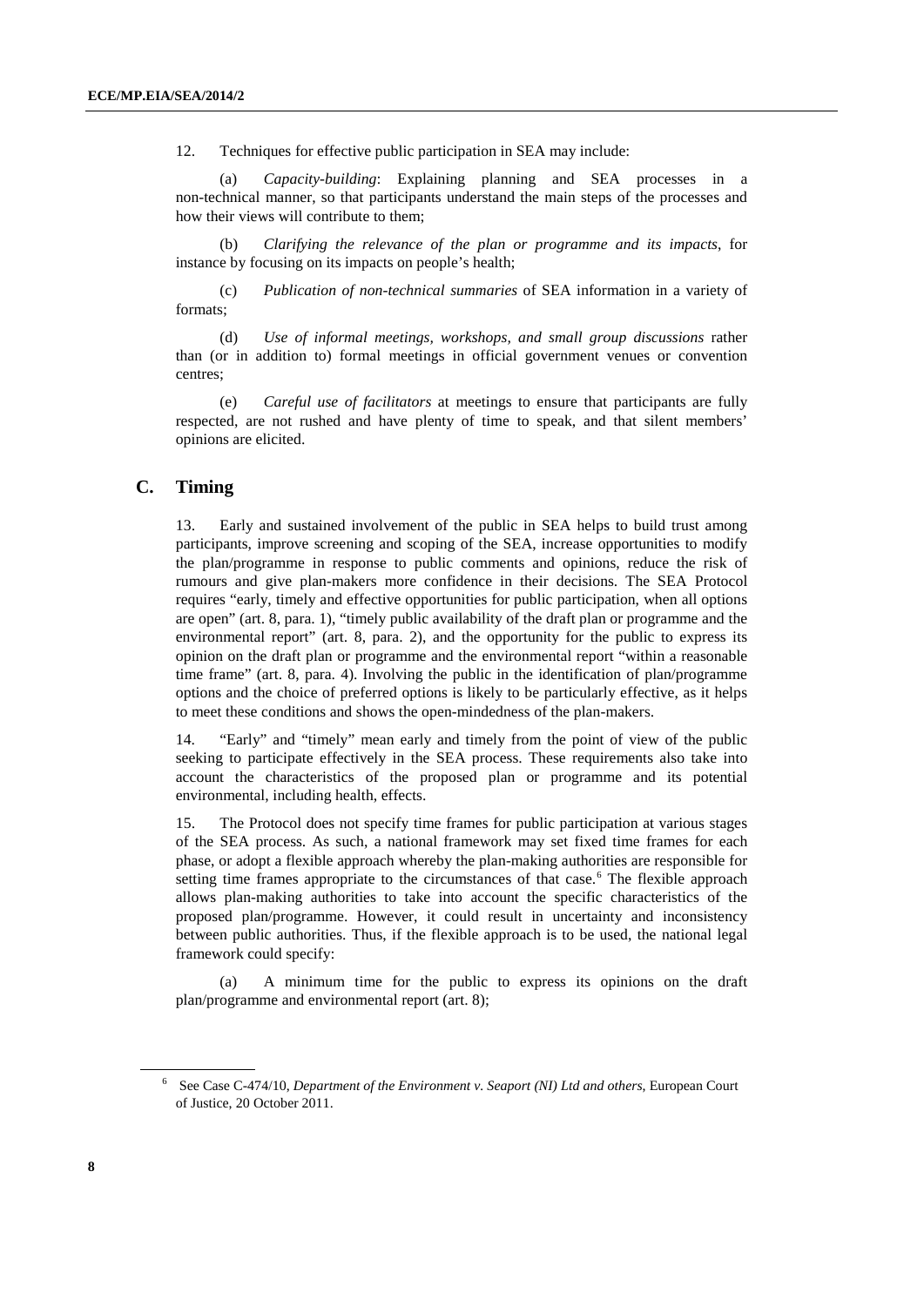12. Techniques for effective public participation in SEA may include:

(a) *Capacity-building*: Explaining planning and SEA processes in a non-technical manner, so that participants understand the main steps of the processes and how their views will contribute to them;

(b) *Clarifying the relevance of the plan or programme and its impacts*, for instance by focusing on its impacts on people's health;

(c) *Publication of non-technical summaries* of SEA information in a variety of formats;

(d) *Use of informal meetings, workshops, and small group discussions* rather than (or in addition to) formal meetings in official government venues or convention centres;

(e) *Careful use of facilitators* at meetings to ensure that participants are fully respected, are not rushed and have plenty of time to speak, and that silent members' opinions are elicited.

## C. Timing

13. Early and sustained involvement of the public in SEA helps to build trust among participants, improve screening and scoping of the SEA, increase opportunities to modify the plan/programme in response to public comments and opinions, reduce the risk of rumours and give plan-makers more confidence in their decisions. The SEA Protocol requires "early, timely and effective opportunities for public participation, when all options are open" (art. 8, para. 1), "timely public availability of the draft plan or programme and the environmental report" (art. 8, para. 2), and the opportunity for the public to express its opinion on the draft plan or programme and the environmental report "within a reasonable time frame" (art. 8, para. 4). Involving the public in the identification of plan/programme options and the choice of preferred options is likely to be particularly effective, as it helps to meet these conditions and shows the open-mindedness of the plan-makers.

14. "Early" and "timely" mean early and timely from the point of view of the public seeking to participate effectively in the SEA process. These requirements also take into account the characteristics of the proposed plan or programme and its potential environmental, including health, effects.

15. The Protocol does not specify time frames for public participation at various stages of the SEA process. As such, a national framework may set fixed time frames for each phase, or adopt a flexible approach whereby the plan-making authorities are responsible for setting time frames appropriate to the circumstances of that case.[6] The flexible approach allows plan-making authorities to take into account the specific characteristics of the proposed plan/programme. However, it could result in uncertainty and inconsistency between public authorities. Thus, if the flexible approach is to be used, the national legal framework could specify:

(a) A minimum time for the public to express its opinions on the draft plan/programme and environmental report (art. 8);

---

[6] See Case C-474/10, *Department of the Environment v. Seaport (NI) Ltd and others*, European Court of Justice, 20 October 2011.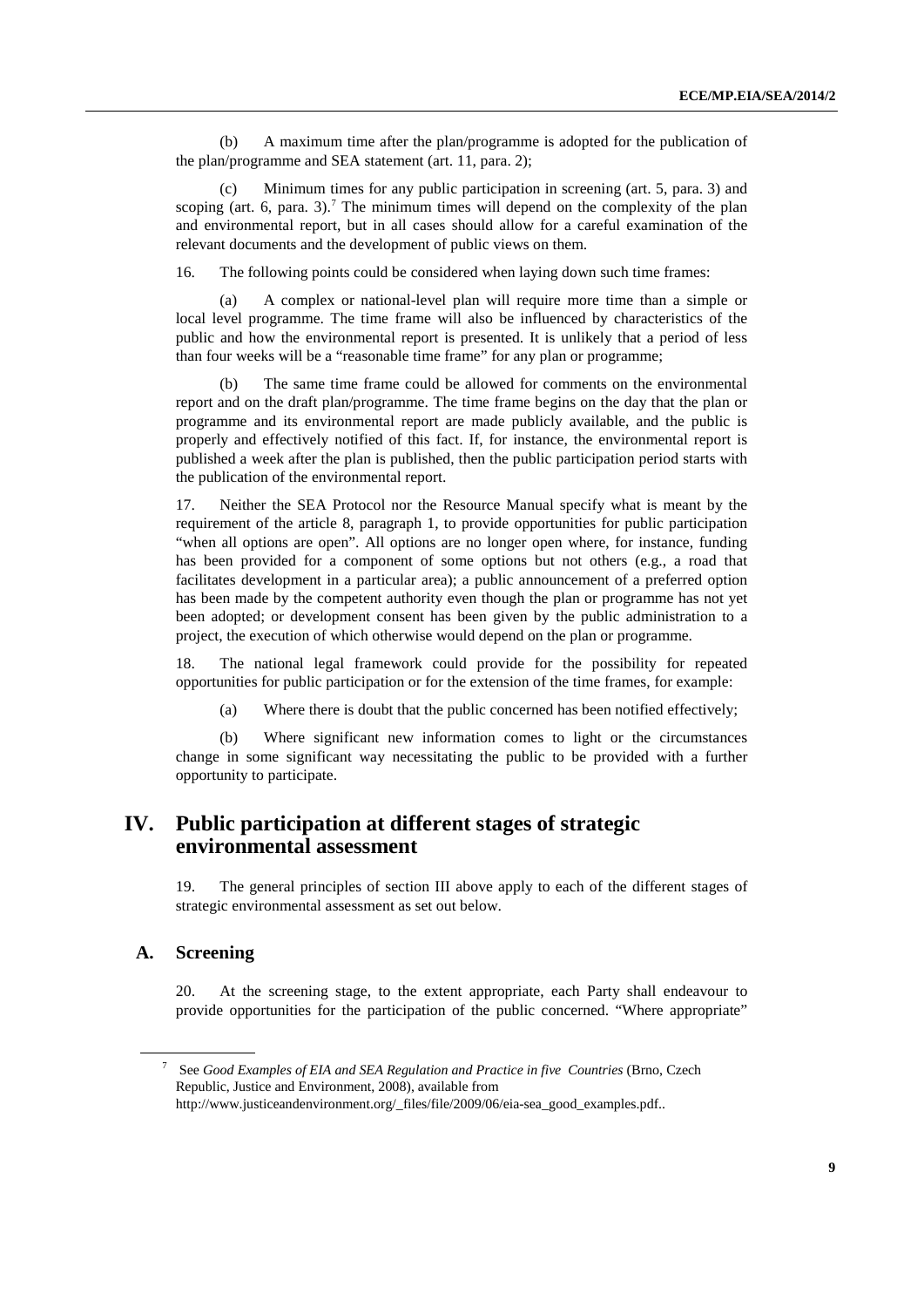(b) A maximum time after the plan/programme is adopted for the publication of the plan/programme and SEA statement (art. 11, para. 2);

(c) Minimum times for any public participation in screening (art. 5, para. 3) and scoping (art. 6, para. 3).[7] The minimum times will depend on the complexity of the plan and environmental report, but in all cases should allow for a careful examination of the relevant documents and the development of public views on them.

16. The following points could be considered when laying down such time frames:

(a) A complex or national-level plan will require more time than a simple or local level programme. The time frame will also be influenced by characteristics of the public and how the environmental report is presented. It is unlikely that a period of less than four weeks will be a "reasonable time frame" for any plan or programme;

(b) The same time frame could be allowed for comments on the environmental report and on the draft plan/programme. The time frame begins on the day that the plan or programme and its environmental report are made publicly available, and the public is properly and effectively notified of this fact. If, for instance, the environmental report is published a week after the plan is published, then the public participation period starts with the publication of the environmental report.

17. Neither the SEA Protocol nor the Resource Manual specify what is meant by the requirement of the article 8, paragraph 1, to provide opportunities for public participation "when all options are open". All options are no longer open where, for instance, funding has been provided for a component of some options but not others (e.g., a road that facilitates development in a particular area); a public announcement of a preferred option has been made by the competent authority even though the plan or programme has not yet been adopted; or development consent has been given by the public administration to a project, the execution of which otherwise would depend on the plan or programme.

18. The national legal framework could provide for the possibility for repeated opportunities for public participation or for the extension of the time frames, for example:

(a) Where there is doubt that the public concerned has been notified effectively;

(b) Where significant new information comes to light or the circumstances change in some significant way necessitating the public to be provided with a further opportunity to participate.

# IV. Public participation at different stages of strategic environmental assessment

19. The general principles of section III above apply to each of the different stages of strategic environmental assessment as set out below.

## A. Screening

20. At the screening stage, to the extent appropriate, each Party shall endeavour to provide opportunities for the participation of the public concerned. "Where appropriate"

---

[7] See *Good Examples of EIA and SEA Regulation and Practice in five Countries* (Brno, Czech Republic, Justice and Environment, 2008), available from http://www.justiceandenvironment.org/_files/file/2009/06/eia-sea_good_examples.pdf..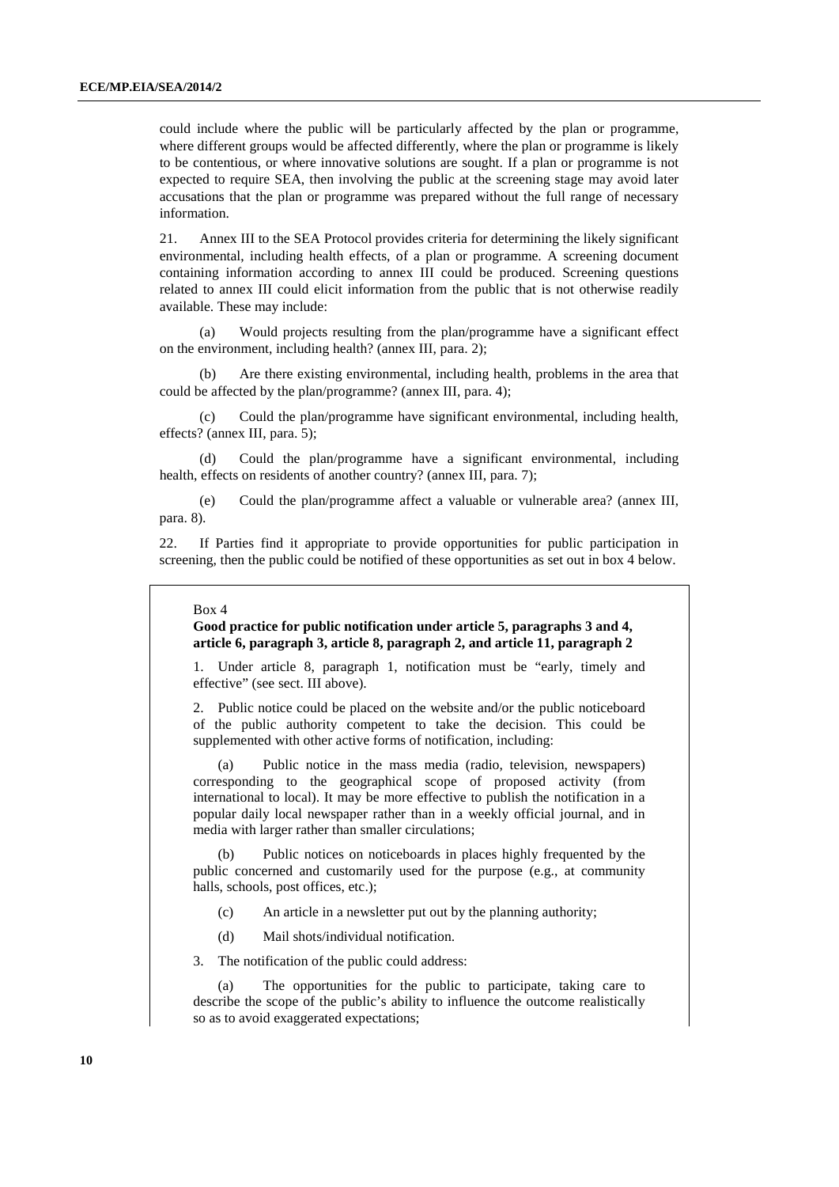could include where the public will be particularly affected by the plan or programme, where different groups would be affected differently, where the plan or programme is likely to be contentious, or where innovative solutions are sought. If a plan or programme is not expected to require SEA, then involving the public at the screening stage may avoid later accusations that the plan or programme was prepared without the full range of necessary information.

21. Annex III to the SEA Protocol provides criteria for determining the likely significant environmental, including health effects, of a plan or programme. A screening document containing information according to annex III could be produced. Screening questions related to annex III could elicit information from the public that is not otherwise readily available. These may include:

(a) Would projects resulting from the plan/programme have a significant effect on the environment, including health? (annex III, para. 2);

(b) Are there existing environmental, including health, problems in the area that could be affected by the plan/programme? (annex III, para. 4);

(c) Could the plan/programme have significant environmental, including health, effects? (annex III, para. 5);

(d) Could the plan/programme have a significant environmental, including health, effects on residents of another country? (annex III, para. 7);

(e) Could the plan/programme affect a valuable or vulnerable area? (annex III, para. 8).

22. If Parties find it appropriate to provide opportunities for public participation in screening, then the public could be notified of these opportunities as set out in box 4 below.

Box 4

**Good practice for public notification under article 5, paragraphs 3 and 4, article 6, paragraph 3, article 8, paragraph 2, and article 11, paragraph 2**

1. Under article 8, paragraph 1, notification must be "early, timely and effective" (see sect. III above).

2. Public notice could be placed on the website and/or the public noticeboard of the public authority competent to take the decision. This could be supplemented with other active forms of notification, including:

(a) Public notice in the mass media (radio, television, newspapers) corresponding to the geographical scope of proposed activity (from international to local). It may be more effective to publish the notification in a popular daily local newspaper rather than in a weekly official journal, and in media with larger rather than smaller circulations;

(b) Public notices on noticeboards in places highly frequented by the public concerned and customarily used for the purpose (e.g., at community halls, schools, post offices, etc.);

(c) An article in a newsletter put out by the planning authority;

(d) Mail shots/individual notification.

3. The notification of the public could address:

(a) The opportunities for the public to participate, taking care to describe the scope of the public's ability to influence the outcome realistically so as to avoid exaggerated expectations;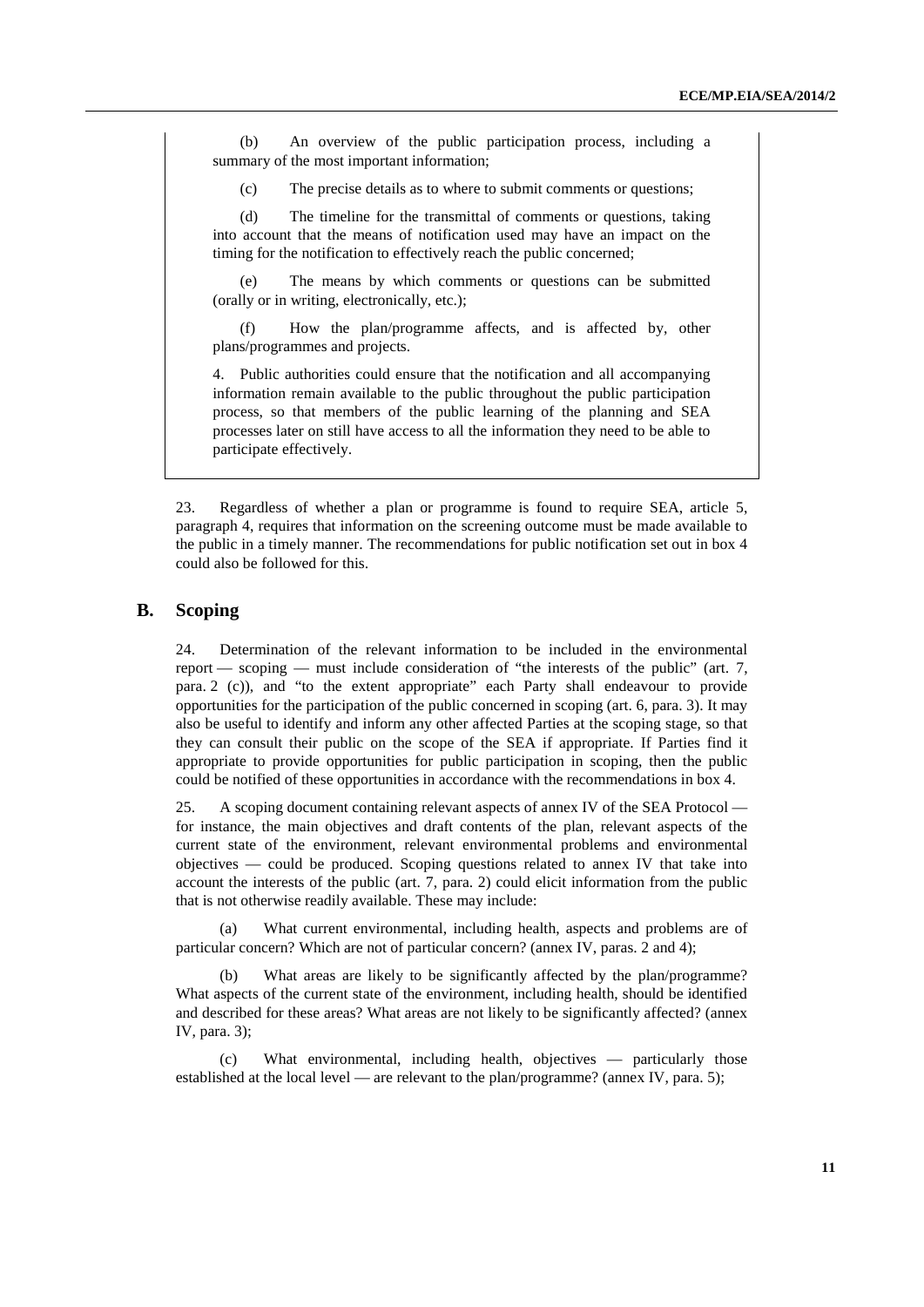(b) An overview of the public participation process, including a summary of the most important information;

(c) The precise details as to where to submit comments or questions;

(d) The timeline for the transmittal of comments or questions, taking into account that the means of notification used may have an impact on the timing for the notification to effectively reach the public concerned;

(e) The means by which comments or questions can be submitted (orally or in writing, electronically, etc.);

(f) How the plan/programme affects, and is affected by, other plans/programmes and projects.

4. Public authorities could ensure that the notification and all accompanying information remain available to the public throughout the public participation process, so that members of the public learning of the planning and SEA processes later on still have access to all the information they need to be able to participate effectively.

23. Regardless of whether a plan or programme is found to require SEA, article 5, paragraph 4, requires that information on the screening outcome must be made available to the public in a timely manner. The recommendations for public notification set out in box 4 could also be followed for this.

## B. Scoping

24. Determination of the relevant information to be included in the environmental report — scoping — must include consideration of "the interests of the public" (art. 7, para. 2 (c)), and "to the extent appropriate" each Party shall endeavour to provide opportunities for the participation of the public concerned in scoping (art. 6, para. 3). It may also be useful to identify and inform any other affected Parties at the scoping stage, so that they can consult their public on the scope of the SEA if appropriate. If Parties find it appropriate to provide opportunities for public participation in scoping, then the public could be notified of these opportunities in accordance with the recommendations in box 4.

25. A scoping document containing relevant aspects of annex IV of the SEA Protocol — for instance, the main objectives and draft contents of the plan, relevant aspects of the current state of the environment, relevant environmental problems and environmental objectives — could be produced. Scoping questions related to annex IV that take into account the interests of the public (art. 7, para. 2) could elicit information from the public that is not otherwise readily available. These may include:

(a) What current environmental, including health, aspects and problems are of particular concern? Which are not of particular concern? (annex IV, paras. 2 and 4);

(b) What areas are likely to be significantly affected by the plan/programme? What aspects of the current state of the environment, including health, should be identified and described for these areas? What areas are not likely to be significantly affected? (annex IV, para. 3);

(c) What environmental, including health, objectives — particularly those established at the local level — are relevant to the plan/programme? (annex IV, para. 5);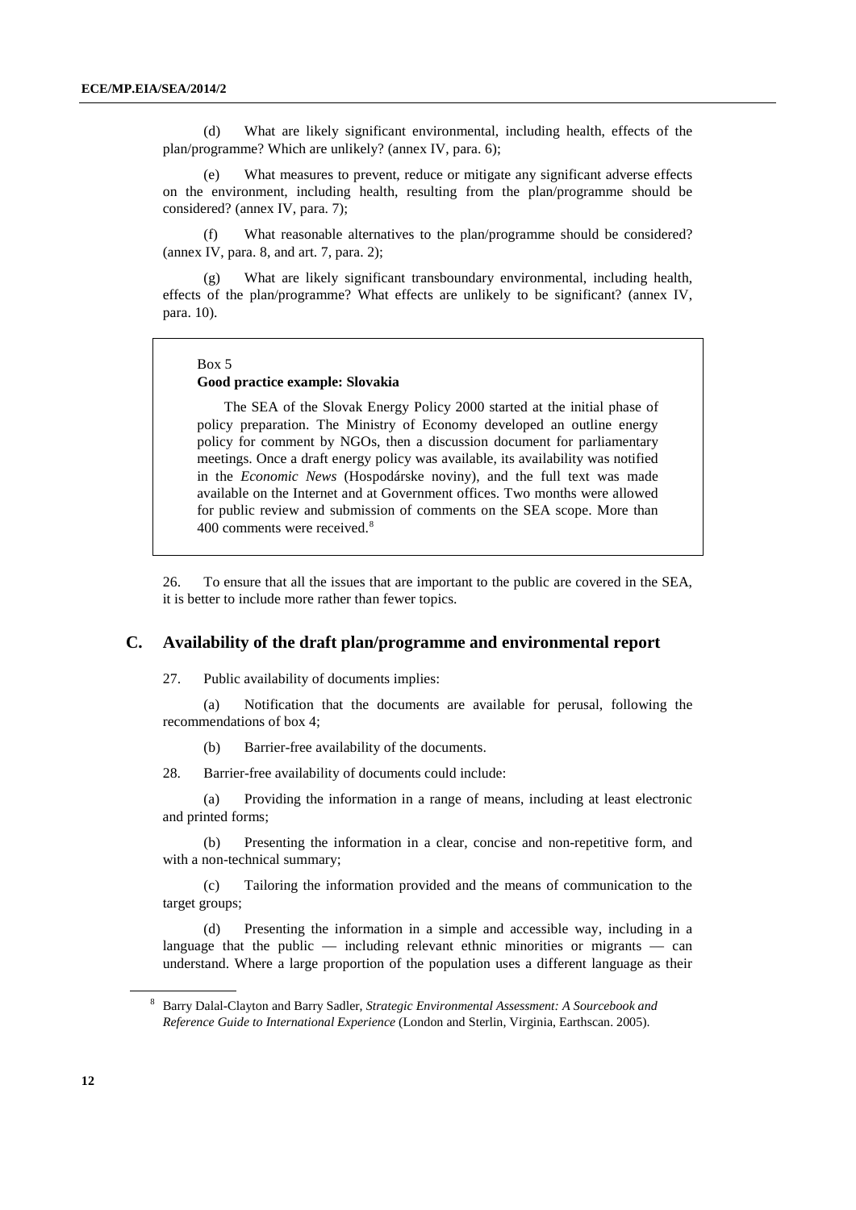(d) What are likely significant environmental, including health, effects of the plan/programme? Which are unlikely? (annex IV, para. 6);

(e) What measures to prevent, reduce or mitigate any significant adverse effects on the environment, including health, resulting from the plan/programme should be considered? (annex IV, para. 7);

(f) What reasonable alternatives to the plan/programme should be considered? (annex IV, para. 8, and art. 7, para. 2);

(g) What are likely significant transboundary environmental, including health, effects of the plan/programme? What effects are unlikely to be significant? (annex IV, para. 10).

> Box 5
>
> **Good practice example: Slovakia**
>
> The SEA of the Slovak Energy Policy 2000 started at the initial phase of policy preparation. The Ministry of Economy developed an outline energy policy for comment by NGOs, then a discussion document for parliamentary meetings. Once a draft energy policy was available, its availability was notified in the *Economic News* (Hospodárske noviny), and the full text was made available on the Internet and at Government offices. Two months were allowed for public review and submission of comments on the SEA scope. More than 400 comments were received.[8]

26. To ensure that all the issues that are important to the public are covered in the SEA, it is better to include more rather than fewer topics.

## C. Availability of the draft plan/programme and environmental report

27. Public availability of documents implies:

(a) Notification that the documents are available for perusal, following the recommendations of box 4;

(b) Barrier-free availability of the documents.

28. Barrier-free availability of documents could include:

(a) Providing the information in a range of means, including at least electronic and printed forms;

(b) Presenting the information in a clear, concise and non-repetitive form, and with a non-technical summary;

(c) Tailoring the information provided and the means of communication to the target groups;

(d) Presenting the information in a simple and accessible way, including in a language that the public — including relevant ethnic minorities or migrants — can understand. Where a large proportion of the population uses a different language as their

---

[8] Barry Dalal-Clayton and Barry Sadler, *Strategic Environmental Assessment: A Sourcebook and Reference Guide to International Experience* (London and Sterlin, Virginia, Earthscan. 2005).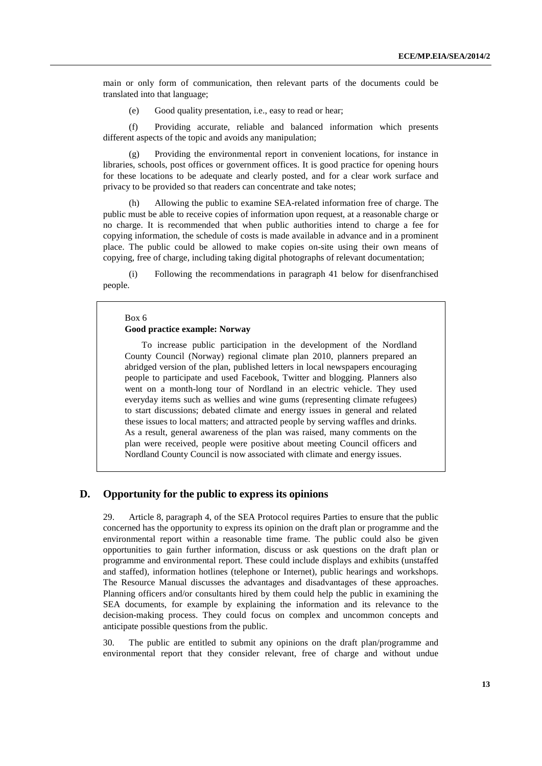main or only form of communication, then relevant parts of the documents could be translated into that language;

(e) Good quality presentation, i.e., easy to read or hear;

(f) Providing accurate, reliable and balanced information which presents different aspects of the topic and avoids any manipulation;

(g) Providing the environmental report in convenient locations, for instance in libraries, schools, post offices or government offices. It is good practice for opening hours for these locations to be adequate and clearly posted, and for a clear work surface and privacy to be provided so that readers can concentrate and take notes;

(h) Allowing the public to examine SEA-related information free of charge. The public must be able to receive copies of information upon request, at a reasonable charge or no charge. It is recommended that when public authorities intend to charge a fee for copying information, the schedule of costs is made available in advance and in a prominent place. The public could be allowed to make copies on-site using their own means of copying, free of charge, including taking digital photographs of relevant documentation;

(i) Following the recommendations in paragraph 41 below for disenfranchised people.

> Box 6
>
> **Good practice example: Norway**
>
> To increase public participation in the development of the Nordland County Council (Norway) regional climate plan 2010, planners prepared an abridged version of the plan, published letters in local newspapers encouraging people to participate and used Facebook, Twitter and blogging. Planners also went on a month-long tour of Nordland in an electric vehicle. They used everyday items such as wellies and wine gums (representing climate refugees) to start discussions; debated climate and energy issues in general and related these issues to local matters; and attracted people by serving waffles and drinks. As a result, general awareness of the plan was raised, many comments on the plan were received, people were positive about meeting Council officers and Nordland County Council is now associated with climate and energy issues.

## D. Opportunity for the public to express its opinions

29. Article 8, paragraph 4, of the SEA Protocol requires Parties to ensure that the public concerned has the opportunity to express its opinion on the draft plan or programme and the environmental report within a reasonable time frame. The public could also be given opportunities to gain further information, discuss or ask questions on the draft plan or programme and environmental report. These could include displays and exhibits (unstaffed and staffed), information hotlines (telephone or Internet), public hearings and workshops. The Resource Manual discusses the advantages and disadvantages of these approaches. Planning officers and/or consultants hired by them could help the public in examining the SEA documents, for example by explaining the information and its relevance to the decision-making process. They could focus on complex and uncommon concepts and anticipate possible questions from the public.

30. The public are entitled to submit any opinions on the draft plan/programme and environmental report that they consider relevant, free of charge and without undue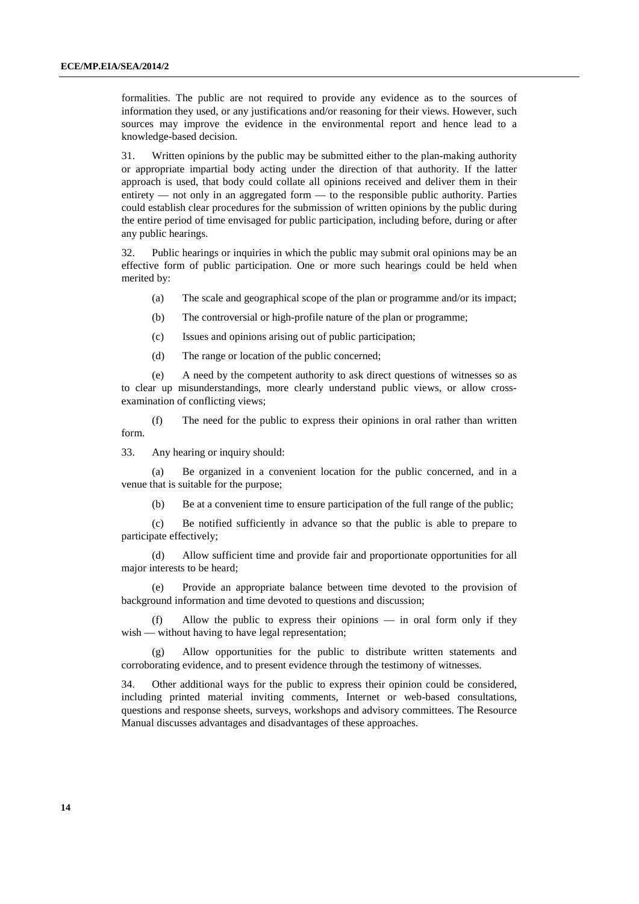formalities. The public are not required to provide any evidence as to the sources of information they used, or any justifications and/or reasoning for their views. However, such sources may improve the evidence in the environmental report and hence lead to a knowledge-based decision.

31. Written opinions by the public may be submitted either to the plan-making authority or appropriate impartial body acting under the direction of that authority. If the latter approach is used, that body could collate all opinions received and deliver them in their entirety — not only in an aggregated form — to the responsible public authority. Parties could establish clear procedures for the submission of written opinions by the public during the entire period of time envisaged for public participation, including before, during or after any public hearings.

32. Public hearings or inquiries in which the public may submit oral opinions may be an effective form of public participation. One or more such hearings could be held when merited by:

(a) The scale and geographical scope of the plan or programme and/or its impact;

(b) The controversial or high-profile nature of the plan or programme;

(c) Issues and opinions arising out of public participation;

(d) The range or location of the public concerned;

(e) A need by the competent authority to ask direct questions of witnesses so as to clear up misunderstandings, more clearly understand public views, or allow cross-examination of conflicting views;

(f) The need for the public to express their opinions in oral rather than written form.

33. Any hearing or inquiry should:

(a) Be organized in a convenient location for the public concerned, and in a venue that is suitable for the purpose;

(b) Be at a convenient time to ensure participation of the full range of the public;

(c) Be notified sufficiently in advance so that the public is able to prepare to participate effectively;

(d) Allow sufficient time and provide fair and proportionate opportunities for all major interests to be heard;

(e) Provide an appropriate balance between time devoted to the provision of background information and time devoted to questions and discussion;

(f) Allow the public to express their opinions — in oral form only if they wish — without having to have legal representation;

(g) Allow opportunities for the public to distribute written statements and corroborating evidence, and to present evidence through the testimony of witnesses.

34. Other additional ways for the public to express their opinion could be considered, including printed material inviting comments, Internet or web-based consultations, questions and response sheets, surveys, workshops and advisory committees. The Resource Manual discusses advantages and disadvantages of these approaches.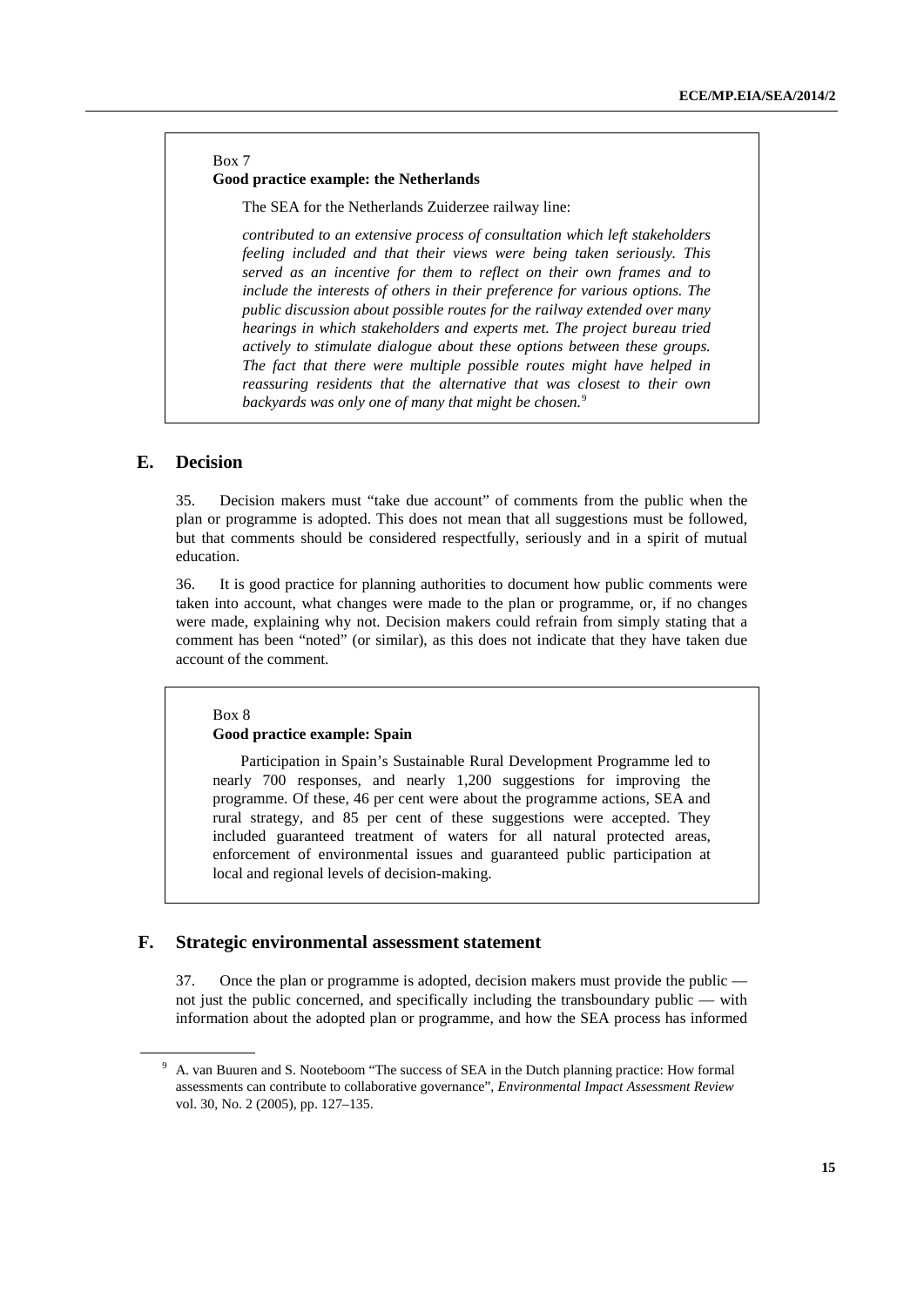Box 7

**Good practice example: the Netherlands**

The SEA for the Netherlands Zuiderzee railway line:

*contributed to an extensive process of consultation which left stakeholders feeling included and that their views were being taken seriously. This served as an incentive for them to reflect on their own frames and to include the interests of others in their preference for various options. The public discussion about possible routes for the railway extended over many hearings in which stakeholders and experts met. The project bureau tried actively to stimulate dialogue about these options between these groups. The fact that there were multiple possible routes might have helped in reassuring residents that the alternative that was closest to their own backyards was only one of many that might be chosen.*[9]

## E. Decision

35. Decision makers must "take due account" of comments from the public when the plan or programme is adopted. This does not mean that all suggestions must be followed, but that comments should be considered respectfully, seriously and in a spirit of mutual education.

36. It is good practice for planning authorities to document how public comments were taken into account, what changes were made to the plan or programme, or, if no changes were made, explaining why not. Decision makers could refrain from simply stating that a comment has been "noted" (or similar), as this does not indicate that they have taken due account of the comment.

Box 8

**Good practice example: Spain**

Participation in Spain's Sustainable Rural Development Programme led to nearly 700 responses, and nearly 1,200 suggestions for improving the programme. Of these, 46 per cent were about the programme actions, SEA and rural strategy, and 85 per cent of these suggestions were accepted. They included guaranteed treatment of waters for all natural protected areas, enforcement of environmental issues and guaranteed public participation at local and regional levels of decision-making.

## F. Strategic environmental assessment statement

37. Once the plan or programme is adopted, decision makers must provide the public — not just the public concerned, and specifically including the transboundary public — with information about the adopted plan or programme, and how the SEA process has informed

[9] A. van Buuren and S. Nooteboom "The success of SEA in the Dutch planning practice: How formal assessments can contribute to collaborative governance", *Environmental Impact Assessment Review* vol. 30, No. 2 (2005), pp. 127–135.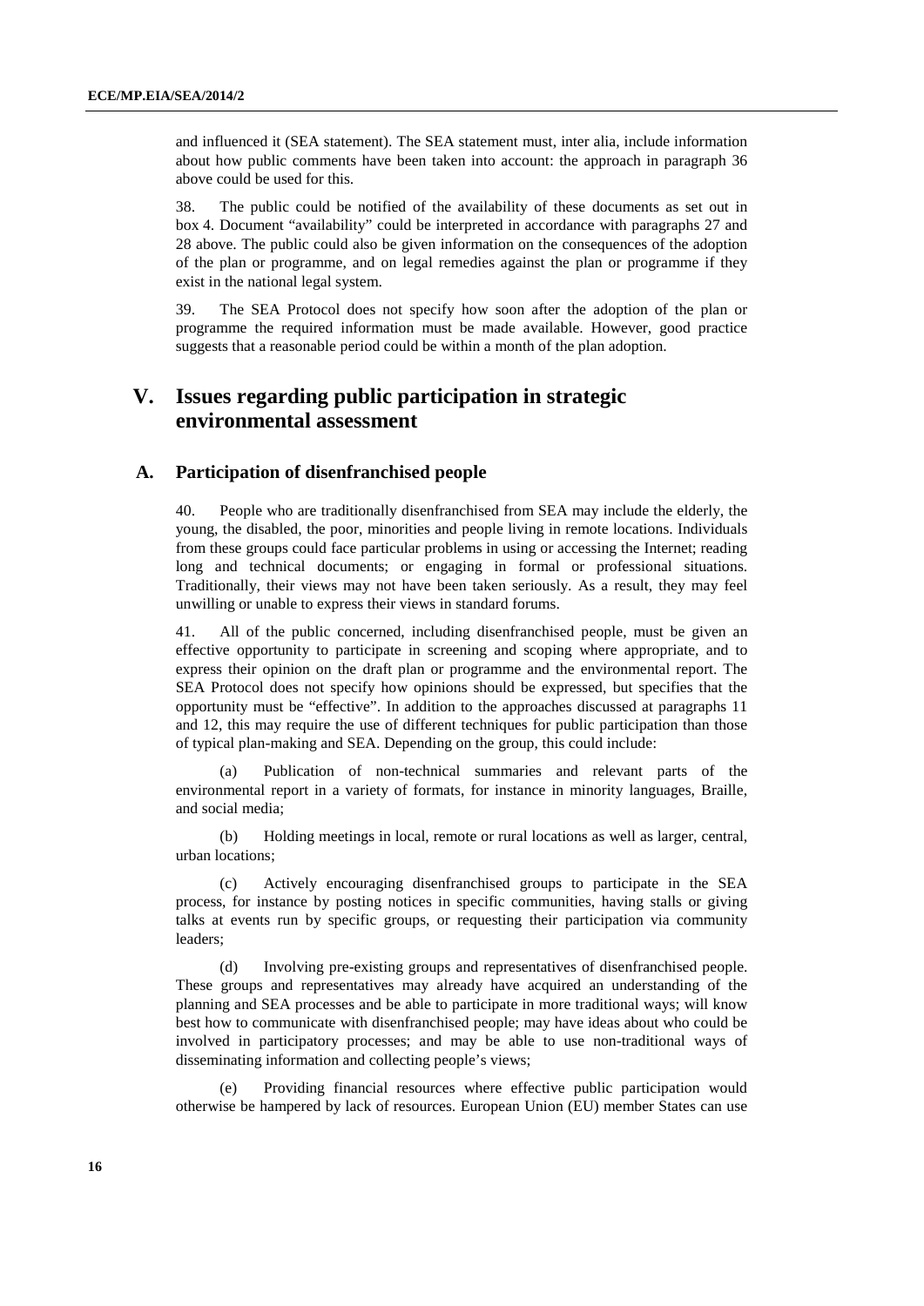and influenced it (SEA statement). The SEA statement must, inter alia, include information about how public comments have been taken into account: the approach in paragraph 36 above could be used for this.

38. The public could be notified of the availability of these documents as set out in box 4. Document "availability" could be interpreted in accordance with paragraphs 27 and 28 above. The public could also be given information on the consequences of the adoption of the plan or programme, and on legal remedies against the plan or programme if they exist in the national legal system.

39. The SEA Protocol does not specify how soon after the adoption of the plan or programme the required information must be made available. However, good practice suggests that a reasonable period could be within a month of the plan adoption.

# V. Issues regarding public participation in strategic environmental assessment

## A. Participation of disenfranchised people

40. People who are traditionally disenfranchised from SEA may include the elderly, the young, the disabled, the poor, minorities and people living in remote locations. Individuals from these groups could face particular problems in using or accessing the Internet; reading long and technical documents; or engaging in formal or professional situations. Traditionally, their views may not have been taken seriously. As a result, they may feel unwilling or unable to express their views in standard forums.

41. All of the public concerned, including disenfranchised people, must be given an effective opportunity to participate in screening and scoping where appropriate, and to express their opinion on the draft plan or programme and the environmental report. The SEA Protocol does not specify how opinions should be expressed, but specifies that the opportunity must be "effective". In addition to the approaches discussed at paragraphs 11 and 12, this may require the use of different techniques for public participation than those of typical plan-making and SEA. Depending on the group, this could include:

(a) Publication of non-technical summaries and relevant parts of the environmental report in a variety of formats, for instance in minority languages, Braille, and social media;

(b) Holding meetings in local, remote or rural locations as well as larger, central, urban locations;

(c) Actively encouraging disenfranchised groups to participate in the SEA process, for instance by posting notices in specific communities, having stalls or giving talks at events run by specific groups, or requesting their participation via community leaders;

(d) Involving pre-existing groups and representatives of disenfranchised people. These groups and representatives may already have acquired an understanding of the planning and SEA processes and be able to participate in more traditional ways; will know best how to communicate with disenfranchised people; may have ideas about who could be involved in participatory processes; and may be able to use non-traditional ways of disseminating information and collecting people's views;

(e) Providing financial resources where effective public participation would otherwise be hampered by lack of resources. European Union (EU) member States can use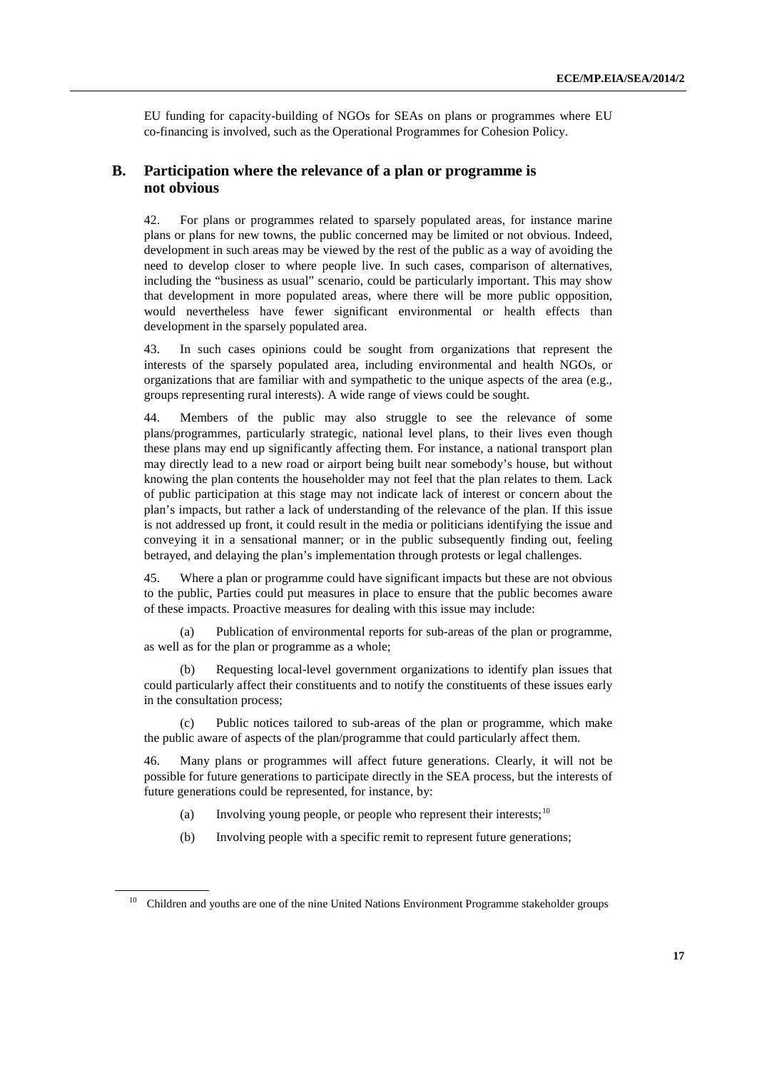EU funding for capacity-building of NGOs for SEAs on plans or programmes where EU co-financing is involved, such as the Operational Programmes for Cohesion Policy.

## B. Participation where the relevance of a plan or programme is not obvious

42. For plans or programmes related to sparsely populated areas, for instance marine plans or plans for new towns, the public concerned may be limited or not obvious. Indeed, development in such areas may be viewed by the rest of the public as a way of avoiding the need to develop closer to where people live. In such cases, comparison of alternatives, including the "business as usual" scenario, could be particularly important. This may show that development in more populated areas, where there will be more public opposition, would nevertheless have fewer significant environmental or health effects than development in the sparsely populated area.

43. In such cases opinions could be sought from organizations that represent the interests of the sparsely populated area, including environmental and health NGOs, or organizations that are familiar with and sympathetic to the unique aspects of the area (e.g., groups representing rural interests). A wide range of views could be sought.

44. Members of the public may also struggle to see the relevance of some plans/programmes, particularly strategic, national level plans, to their lives even though these plans may end up significantly affecting them. For instance, a national transport plan may directly lead to a new road or airport being built near somebody's house, but without knowing the plan contents the householder may not feel that the plan relates to them. Lack of public participation at this stage may not indicate lack of interest or concern about the plan's impacts, but rather a lack of understanding of the relevance of the plan. If this issue is not addressed up front, it could result in the media or politicians identifying the issue and conveying it in a sensational manner; or in the public subsequently finding out, feeling betrayed, and delaying the plan's implementation through protests or legal challenges.

45. Where a plan or programme could have significant impacts but these are not obvious to the public, Parties could put measures in place to ensure that the public becomes aware of these impacts. Proactive measures for dealing with this issue may include:

(a) Publication of environmental reports for sub-areas of the plan or programme, as well as for the plan or programme as a whole;

(b) Requesting local-level government organizations to identify plan issues that could particularly affect their constituents and to notify the constituents of these issues early in the consultation process;

(c) Public notices tailored to sub-areas of the plan or programme, which make the public aware of aspects of the plan/programme that could particularly affect them.

46. Many plans or programmes will affect future generations. Clearly, it will not be possible for future generations to participate directly in the SEA process, but the interests of future generations could be represented, for instance, by:

(a) Involving young people, or people who represent their interests;[10]

(b) Involving people with a specific remit to represent future generations;

[10] Children and youths are one of the nine United Nations Environment Programme stakeholder groups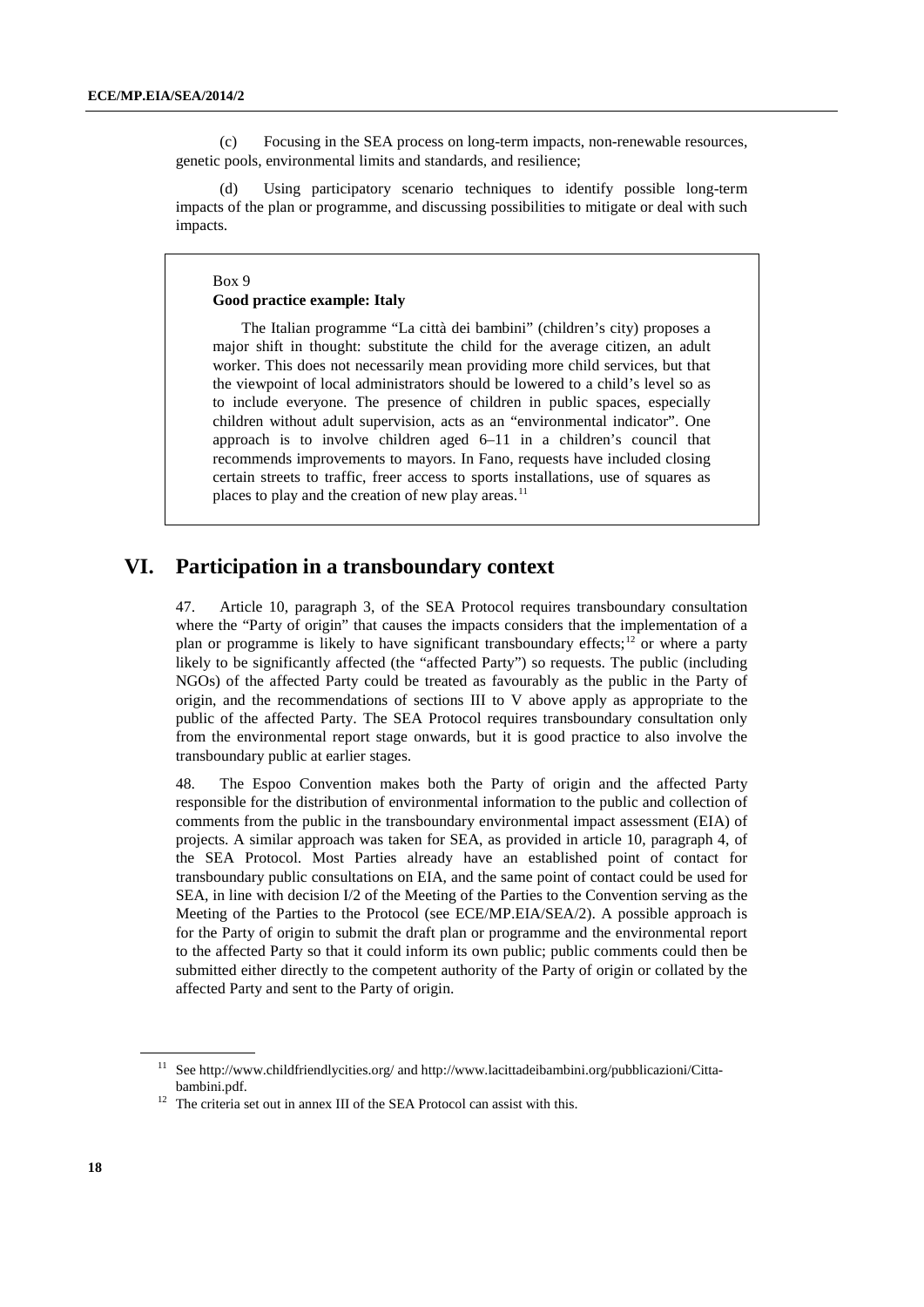(c) Focusing in the SEA process on long-term impacts, non-renewable resources, genetic pools, environmental limits and standards, and resilience;

(d) Using participatory scenario techniques to identify possible long-term impacts of the plan or programme, and discussing possibilities to mitigate or deal with such impacts.

> Box 9
>
> **Good practice example: Italy**
>
> The Italian programme "La città dei bambini" (children's city) proposes a major shift in thought: substitute the child for the average citizen, an adult worker. This does not necessarily mean providing more child services, but that the viewpoint of local administrators should be lowered to a child's level so as to include everyone. The presence of children in public spaces, especially children without adult supervision, acts as an "environmental indicator". One approach is to involve children aged 6–11 in a children's council that recommends improvements to mayors. In Fano, requests have included closing certain streets to traffic, freer access to sports installations, use of squares as places to play and the creation of new play areas.[11]

## VI. Participation in a transboundary context

47. Article 10, paragraph 3, of the SEA Protocol requires transboundary consultation where the "Party of origin" that causes the impacts considers that the implementation of a plan or programme is likely to have significant transboundary effects;[12] or where a party likely to be significantly affected (the "affected Party") so requests. The public (including NGOs) of the affected Party could be treated as favourably as the public in the Party of origin, and the recommendations of sections III to V above apply as appropriate to the public of the affected Party. The SEA Protocol requires transboundary consultation only from the environmental report stage onwards, but it is good practice to also involve the transboundary public at earlier stages.

48. The Espoo Convention makes both the Party of origin and the affected Party responsible for the distribution of environmental information to the public and collection of comments from the public in the transboundary environmental impact assessment (EIA) of projects. A similar approach was taken for SEA, as provided in article 10, paragraph 4, of the SEA Protocol. Most Parties already have an established point of contact for transboundary public consultations on EIA, and the same point of contact could be used for SEA, in line with decision I/2 of the Meeting of the Parties to the Convention serving as the Meeting of the Parties to the Protocol (see ECE/MP.EIA/SEA/2). A possible approach is for the Party of origin to submit the draft plan or programme and the environmental report to the affected Party so that it could inform its own public; public comments could then be submitted either directly to the competent authority of the Party of origin or collated by the affected Party and sent to the Party of origin.

---

[11] See http://www.childfriendlycities.org/ and http://www.lacittadeibambini.org/pubblicazioni/Citta-bambini.pdf.

[12] The criteria set out in annex III of the SEA Protocol can assist with this.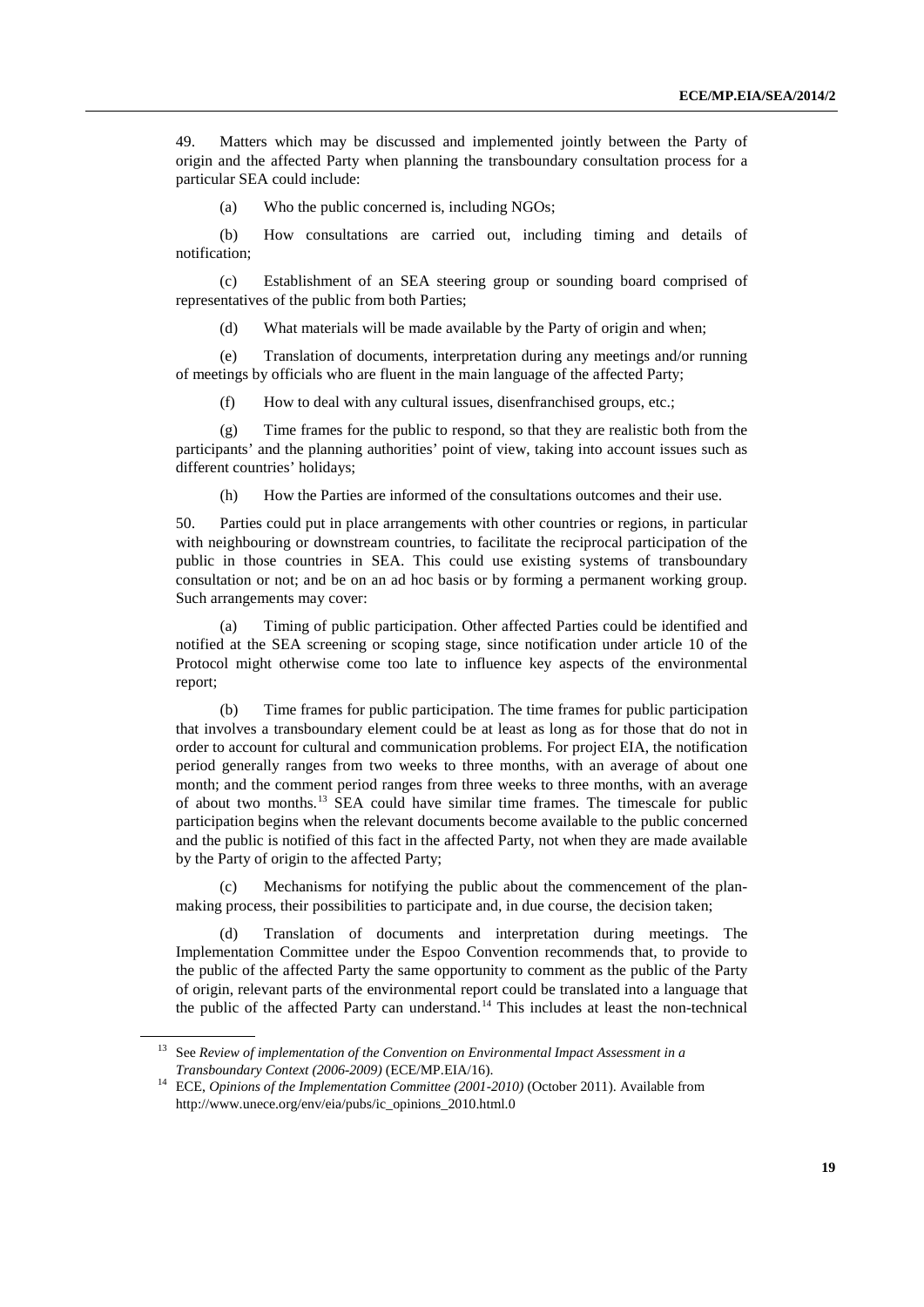49. Matters which may be discussed and implemented jointly between the Party of origin and the affected Party when planning the transboundary consultation process for a particular SEA could include:

(a) Who the public concerned is, including NGOs;

(b) How consultations are carried out, including timing and details of notification;

(c) Establishment of an SEA steering group or sounding board comprised of representatives of the public from both Parties;

(d) What materials will be made available by the Party of origin and when;

(e) Translation of documents, interpretation during any meetings and/or running of meetings by officials who are fluent in the main language of the affected Party;

(f) How to deal with any cultural issues, disenfranchised groups, etc.;

(g) Time frames for the public to respond, so that they are realistic both from the participants' and the planning authorities' point of view, taking into account issues such as different countries' holidays;

(h) How the Parties are informed of the consultations outcomes and their use.

50. Parties could put in place arrangements with other countries or regions, in particular with neighbouring or downstream countries, to facilitate the reciprocal participation of the public in those countries in SEA. This could use existing systems of transboundary consultation or not; and be on an ad hoc basis or by forming a permanent working group. Such arrangements may cover:

(a) Timing of public participation. Other affected Parties could be identified and notified at the SEA screening or scoping stage, since notification under article 10 of the Protocol might otherwise come too late to influence key aspects of the environmental report;

(b) Time frames for public participation. The time frames for public participation that involves a transboundary element could be at least as long as for those that do not in order to account for cultural and communication problems. For project EIA, the notification period generally ranges from two weeks to three months, with an average of about one month; and the comment period ranges from three weeks to three months, with an average of about two months.[13] SEA could have similar time frames. The timescale for public participation begins when the relevant documents become available to the public concerned and the public is notified of this fact in the affected Party, not when they are made available by the Party of origin to the affected Party;

(c) Mechanisms for notifying the public about the commencement of the plan-making process, their possibilities to participate and, in due course, the decision taken;

(d) Translation of documents and interpretation during meetings. The Implementation Committee under the Espoo Convention recommends that, to provide to the public of the affected Party the same opportunity to comment as the public of the Party of origin, relevant parts of the environmental report could be translated into a language that the public of the affected Party can understand.[14] This includes at least the non-technical

---

[13] See *Review of implementation of the Convention on Environmental Impact Assessment in a Transboundary Context (2006-2009)* (ECE/MP.EIA/16).

[14] ECE, *Opinions of the Implementation Committee (2001-2010)* (October 2011). Available from http://www.unece.org/env/eia/pubs/ic_opinions_2010.html.0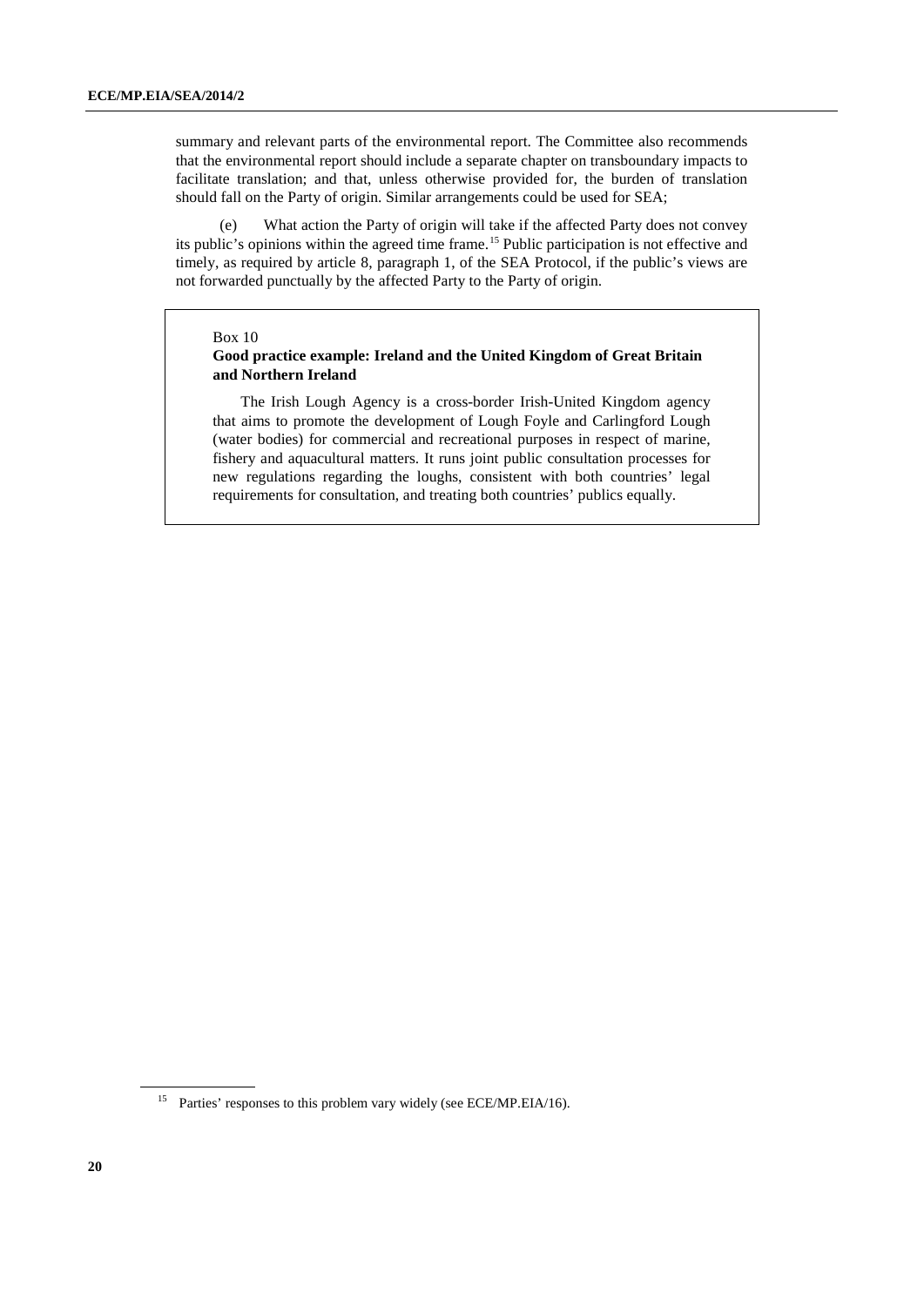summary and relevant parts of the environmental report. The Committee also recommends that the environmental report should include a separate chapter on transboundary impacts to facilitate translation; and that, unless otherwise provided for, the burden of translation should fall on the Party of origin. Similar arrangements could be used for SEA;

(e) What action the Party of origin will take if the affected Party does not convey its public's opinions within the agreed time frame.[15] Public participation is not effective and timely, as required by article 8, paragraph 1, of the SEA Protocol, if the public's views are not forwarded punctually by the affected Party to the Party of origin.

> Box 10
>
> **Good practice example: Ireland and the United Kingdom of Great Britain and Northern Ireland**
>
> The Irish Lough Agency is a cross-border Irish-United Kingdom agency that aims to promote the development of Lough Foyle and Carlingford Lough (water bodies) for commercial and recreational purposes in respect of marine, fishery and aquacultural matters. It runs joint public consultation processes for new regulations regarding the loughs, consistent with both countries' legal requirements for consultation, and treating both countries' publics equally.

[15] Parties' responses to this problem vary widely (see ECE/MP.EIA/16).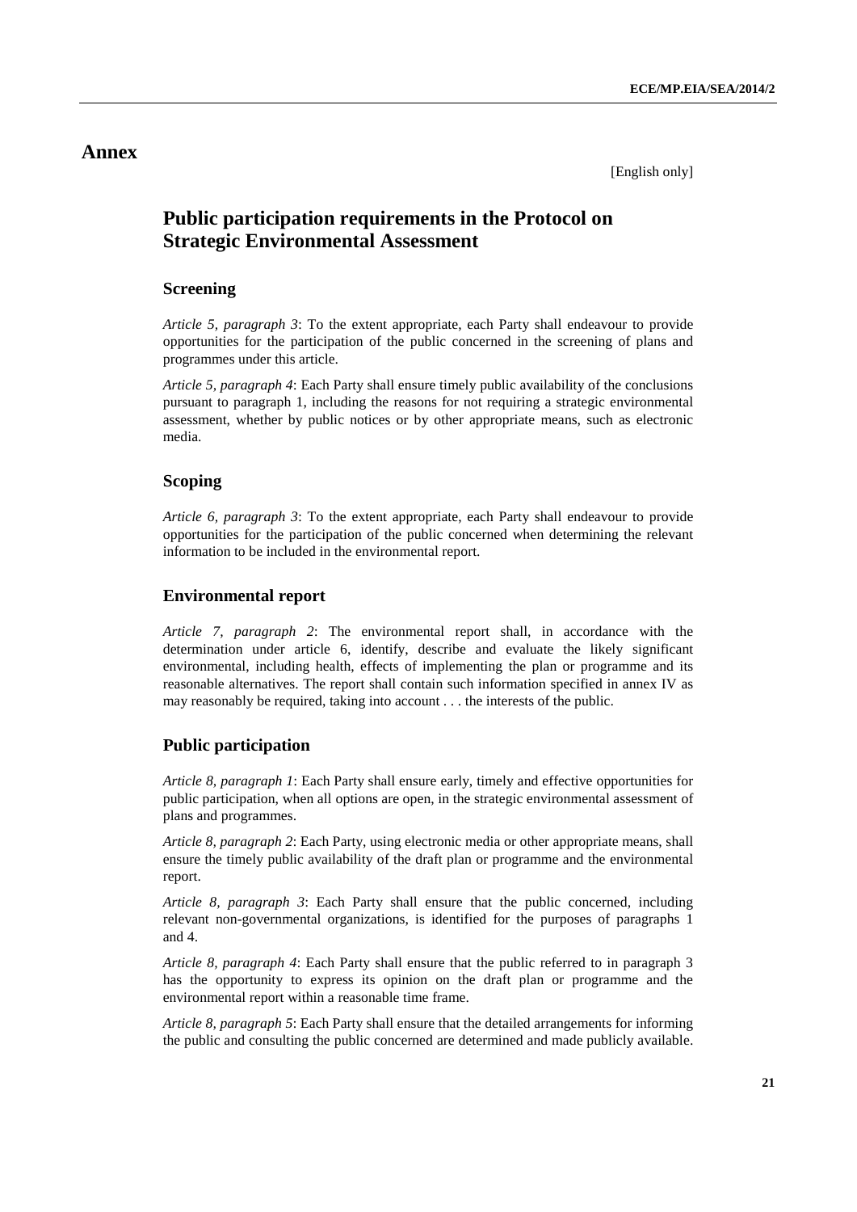# Annex

[English only]

## Public participation requirements in the Protocol on Strategic Environmental Assessment

### Screening

*Article 5, paragraph 3*: To the extent appropriate, each Party shall endeavour to provide opportunities for the participation of the public concerned in the screening of plans and programmes under this article.

*Article 5, paragraph 4*: Each Party shall ensure timely public availability of the conclusions pursuant to paragraph 1, including the reasons for not requiring a strategic environmental assessment, whether by public notices or by other appropriate means, such as electronic media.

### Scoping

*Article 6, paragraph 3*: To the extent appropriate, each Party shall endeavour to provide opportunities for the participation of the public concerned when determining the relevant information to be included in the environmental report.

### Environmental report

*Article 7, paragraph 2*: The environmental report shall, in accordance with the determination under article 6, identify, describe and evaluate the likely significant environmental, including health, effects of implementing the plan or programme and its reasonable alternatives. The report shall contain such information specified in annex IV as may reasonably be required, taking into account . . . the interests of the public.

### Public participation

*Article 8, paragraph 1*: Each Party shall ensure early, timely and effective opportunities for public participation, when all options are open, in the strategic environmental assessment of plans and programmes.

*Article 8, paragraph 2*: Each Party, using electronic media or other appropriate means, shall ensure the timely public availability of the draft plan or programme and the environmental report.

*Article 8, paragraph 3*: Each Party shall ensure that the public concerned, including relevant non-governmental organizations, is identified for the purposes of paragraphs 1 and 4.

*Article 8, paragraph 4*: Each Party shall ensure that the public referred to in paragraph 3 has the opportunity to express its opinion on the draft plan or programme and the environmental report within a reasonable time frame.

*Article 8, paragraph 5*: Each Party shall ensure that the detailed arrangements for informing the public and consulting the public concerned are determined and made publicly available.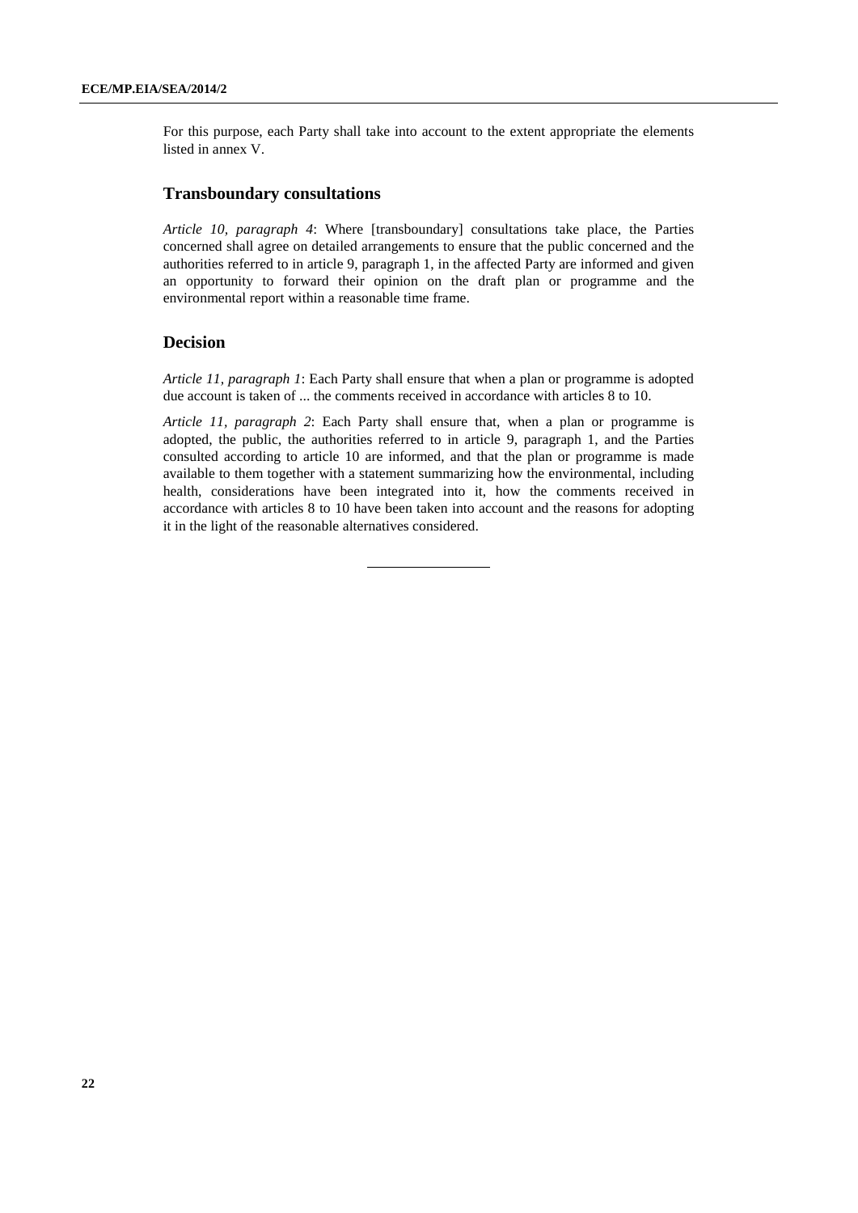For this purpose, each Party shall take into account to the extent appropriate the elements listed in annex V.

### Transboundary consultations

*Article 10, paragraph 4*: Where [transboundary] consultations take place, the Parties concerned shall agree on detailed arrangements to ensure that the public concerned and the authorities referred to in article 9, paragraph 1, in the affected Party are informed and given an opportunity to forward their opinion on the draft plan or programme and the environmental report within a reasonable time frame.

### Decision

*Article 11, paragraph 1*: Each Party shall ensure that when a plan or programme is adopted due account is taken of ... the comments received in accordance with articles 8 to 10.

*Article 11, paragraph 2*: Each Party shall ensure that, when a plan or programme is adopted, the public, the authorities referred to in article 9, paragraph 1, and the Parties consulted according to article 10 are informed, and that the plan or programme is made available to them together with a statement summarizing how the environmental, including health, considerations have been integrated into it, how the comments received in accordance with articles 8 to 10 have been taken into account and the reasons for adopting it in the light of the reasonable alternatives considered.